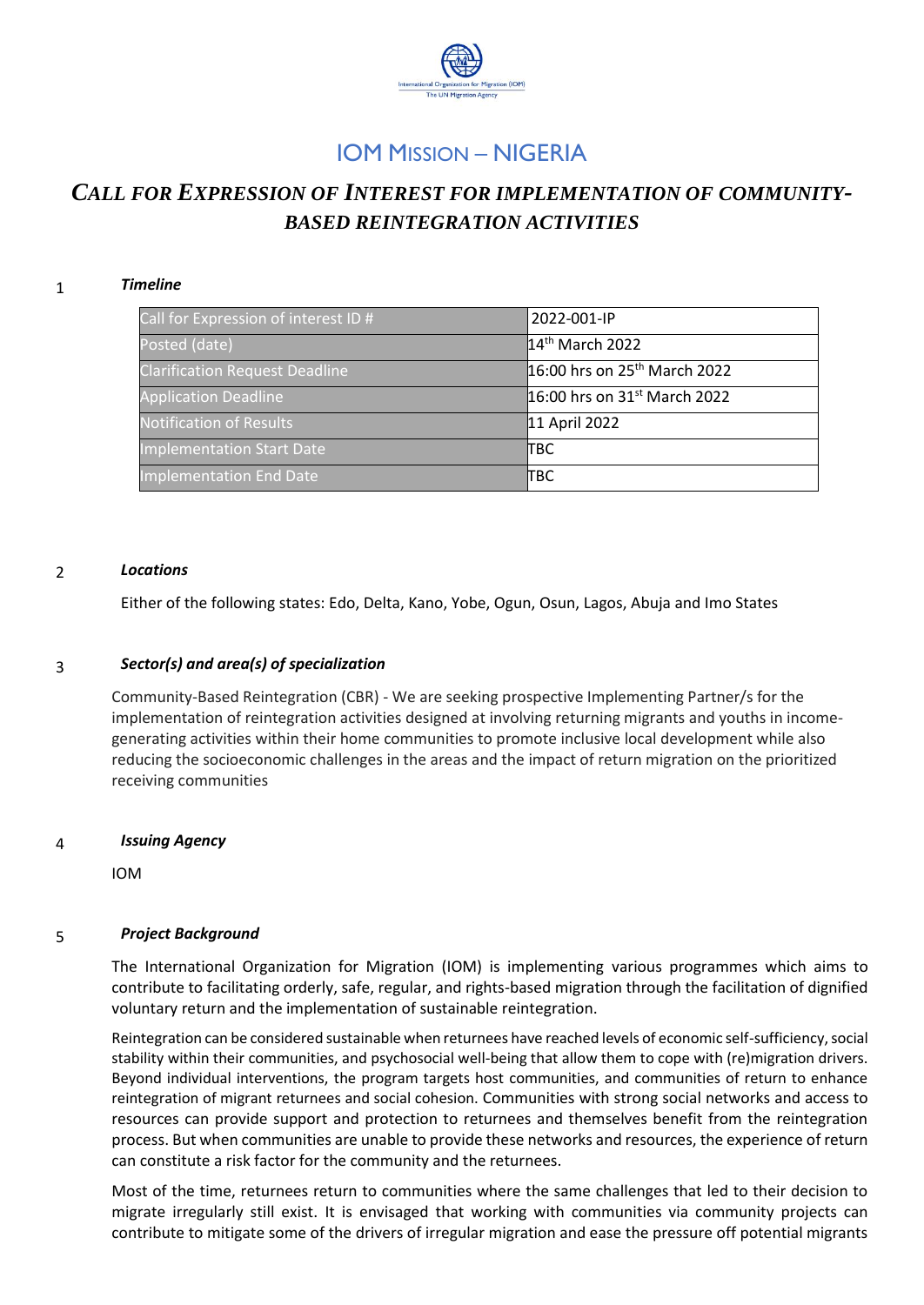# IOM Mission – NIGERIA

## *CALL FOR EXPRESSION OF INTEREST FOR IMPLEMENTATION OF COMMUNITY-BASED REINTEGRATION ACTIVITIES*

1 ***Timeline***

| Call for Expression of interest ID # | 2022-001-IP |
|---|---|
| Posted (date) | 14th March 2022 |
| Clarification Request Deadline | 16:00 hrs on 25th March 2022 |
| Application Deadline | 16:00 hrs on 31st March 2022 |
| Notification of Results | 11 April 2022 |
| Implementation Start Date | TBC |
| Implementation End Date | TBC |

2 ***Locations***

Either of the following states: Edo, Delta, Kano, Yobe, Ogun, Osun, Lagos, Abuja and Imo States

3 ***Sector(s) and area(s) of specialization***

Community-Based Reintegration (CBR) - We are seeking prospective Implementing Partner/s for the implementation of reintegration activities designed at involving returning migrants and youths in income-generating activities within their home communities to promote inclusive local development while also reducing the socioeconomic challenges in the areas and the impact of return migration on the prioritized receiving communities

4 ***Issuing Agency***

IOM

5 ***Project Background***

The International Organization for Migration (IOM) is implementing various programmes which aims to contribute to facilitating orderly, safe, regular, and rights-based migration through the facilitation of dignified voluntary return and the implementation of sustainable reintegration.

Reintegration can be considered sustainable when returnees have reached levels of economic self-sufficiency, social stability within their communities, and psychosocial well-being that allow them to cope with (re)migration drivers. Beyond individual interventions, the program targets host communities, and communities of return to enhance reintegration of migrant returnees and social cohesion. Communities with strong social networks and access to resources can provide support and protection to returnees and themselves benefit from the reintegration process. But when communities are unable to provide these networks and resources, the experience of return can constitute a risk factor for the community and the returnees.

Most of the time, returnees return to communities where the same challenges that led to their decision to migrate irregularly still exist. It is envisaged that working with communities via community projects can contribute to mitigate some of the drivers of irregular migration and ease the pressure off potential migrants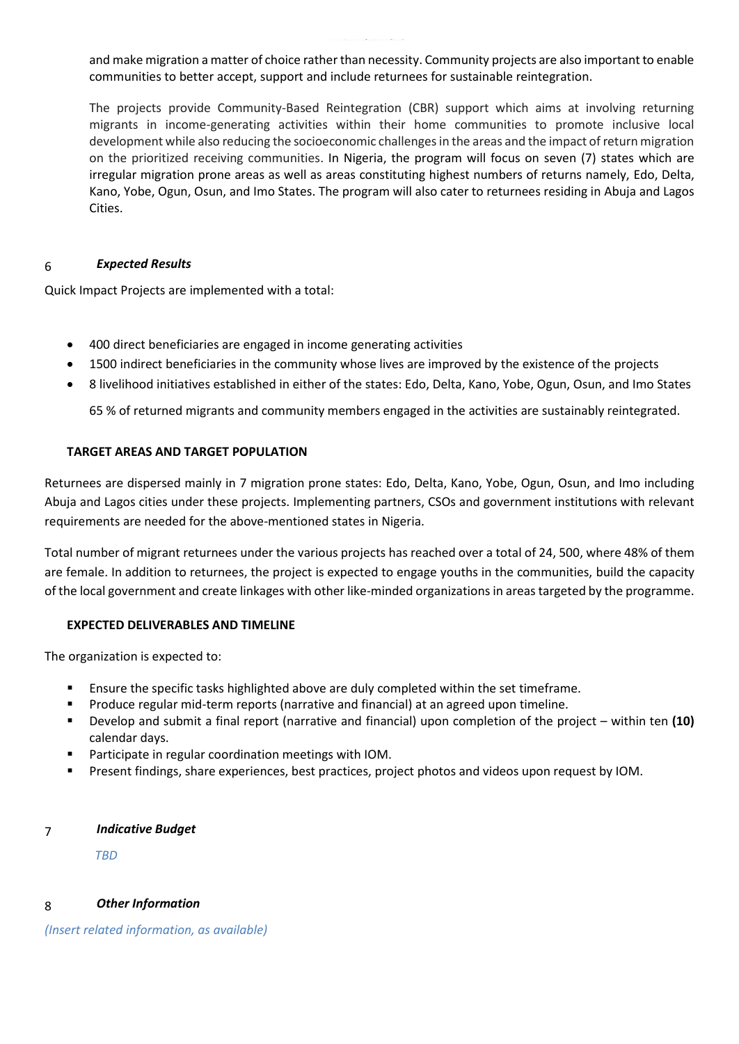and make migration a matter of choice rather than necessity. Community projects are also important to enable communities to better accept, support and include returnees for sustainable reintegration.

The projects provide Community-Based Reintegration (CBR) support which aims at involving returning migrants in income-generating activities within their home communities to promote inclusive local development while also reducing the socioeconomic challenges in the areas and the impact of return migration on the prioritized receiving communities. In Nigeria, the program will focus on seven (7) states which are irregular migration prone areas as well as areas constituting highest numbers of returns namely, Edo, Delta, Kano, Yobe, Ogun, Osun, and Imo States. The program will also cater to returnees residing in Abuja and Lagos Cities.

## 6 *Expected Results*

Quick Impact Projects are implemented with a total:

- 400 direct beneficiaries are engaged in income generating activities
- 1500 indirect beneficiaries in the community whose lives are improved by the existence of the projects
- 8 livelihood initiatives established in either of the states: Edo, Delta, Kano, Yobe, Ogun, Osun, and Imo States

  65 % of returned migrants and community members engaged in the activities are sustainably reintegrated.

**TARGET AREAS AND TARGET POPULATION**

Returnees are dispersed mainly in 7 migration prone states: Edo, Delta, Kano, Yobe, Ogun, Osun, and Imo including Abuja and Lagos cities under these projects. Implementing partners, CSOs and government institutions with relevant requirements are needed for the above-mentioned states in Nigeria.

Total number of migrant returnees under the various projects has reached over a total of 24, 500, where 48% of them are female. In addition to returnees, the project is expected to engage youths in the communities, build the capacity of the local government and create linkages with other like-minded organizations in areas targeted by the programme.

**EXPECTED DELIVERABLES AND TIMELINE**

The organization is expected to:

- Ensure the specific tasks highlighted above are duly completed within the set timeframe.
- Produce regular mid-term reports (narrative and financial) at an agreed upon timeline.
- Develop and submit a final report (narrative and financial) upon completion of the project – within ten **(10)** calendar days.
- Participate in regular coordination meetings with IOM.
- Present findings, share experiences, best practices, project photos and videos upon request by IOM.

## 7 *Indicative Budget*

*TBD*

## 8 *Other Information*

*(Insert related information, as available)*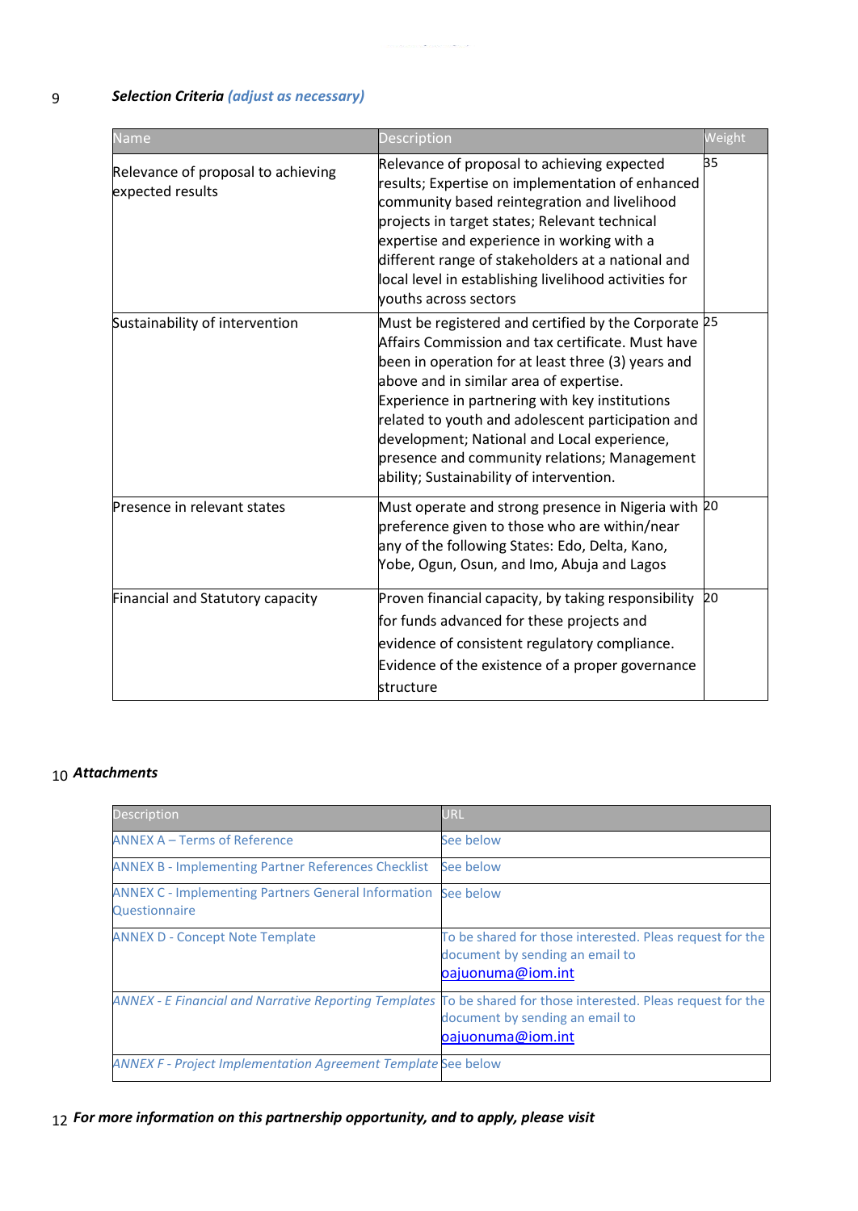9 ***Selection Criteria** (adjust as necessary)*

| Name | Description | Weight |
|---|---|---|
| Relevance of proposal to achieving expected results | Relevance of proposal to achieving expected results; Expertise on implementation of enhanced community based reintegration and livelihood projects in target states; Relevant technical expertise and experience in working with a different range of stakeholders at a national and local level in establishing livelihood activities for youths across sectors | 35 |
| Sustainability of intervention | Must be registered and certified by the Corporate Affairs Commission and tax certificate. Must have been in operation for at least three (3) years and above and in similar area of expertise. Experience in partnering with key institutions related to youth and adolescent participation and development; National and Local experience, presence and community relations; Management ability; Sustainability of intervention. | 25 |
| Presence in relevant states | Must operate and strong presence in Nigeria with preference given to those who are within/near any of the following States: Edo, Delta, Kano, Yobe, Ogun, Osun, and Imo, Abuja and Lagos | 20 |
| Financial and Statutory capacity | Proven financial capacity, by taking responsibility for funds advanced for these projects and evidence of consistent regulatory compliance. Evidence of the existence of a proper governance structure | 20 |

10 ***Attachments***

| Description | URL |
|---|---|
| ANNEX A – Terms of Reference | See below |
| ANNEX B - Implementing Partner References Checklist | See below |
| ANNEX C - Implementing Partners General Information Questionnaire | See below |
| ANNEX D - Concept Note Template | To be shared for those interested. Pleas request for the document by sending an email to oajuonuma@iom.int |
| *ANNEX - E Financial and Narrative Reporting Templates* | To be shared for those interested. Pleas request for the document by sending an email to oajuonuma@iom.int |
| *ANNEX F - Project Implementation Agreement Template* | See below |

12 ***For more information on this partnership opportunity, and to apply, please visit***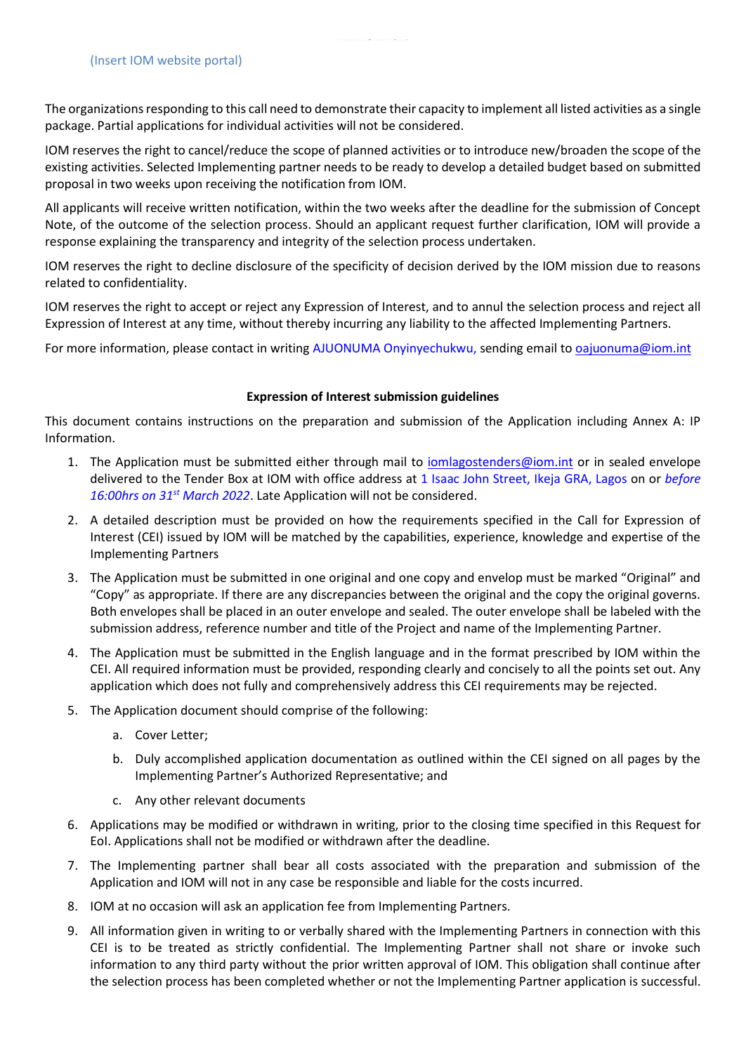(Insert IOM website portal)

The organizations responding to this call need to demonstrate their capacity to implement all listed activities as a single package. Partial applications for individual activities will not be considered.

IOM reserves the right to cancel/reduce the scope of planned activities or to introduce new/broaden the scope of the existing activities. Selected Implementing partner needs to be ready to develop a detailed budget based on submitted proposal in two weeks upon receiving the notification from IOM.

All applicants will receive written notification, within the two weeks after the deadline for the submission of Concept Note, of the outcome of the selection process. Should an applicant request further clarification, IOM will provide a response explaining the transparency and integrity of the selection process undertaken.

IOM reserves the right to decline disclosure of the specificity of decision derived by the IOM mission due to reasons related to confidentiality.

IOM reserves the right to accept or reject any Expression of Interest, and to annul the selection process and reject all Expression of Interest at any time, without thereby incurring any liability to the affected Implementing Partners.

For more information, please contact in writing AJUONUMA Onyinyechukwu, sending email to oajuonuma@iom.int

**Expression of Interest submission guidelines**

This document contains instructions on the preparation and submission of the Application including Annex A: IP Information.

1. The Application must be submitted either through mail to iomlagostenders@iom.int or in sealed envelope delivered to the Tender Box at IOM with office address at 1 Isaac John Street, Ikeja GRA, Lagos on or *before 16:00hrs on 31st March 2022*. Late Application will not be considered.
2. A detailed description must be provided on how the requirements specified in the Call for Expression of Interest (CEI) issued by IOM will be matched by the capabilities, experience, knowledge and expertise of the Implementing Partners
3. The Application must be submitted in one original and one copy and envelop must be marked "Original" and "Copy" as appropriate. If there are any discrepancies between the original and the copy the original governs. Both envelopes shall be placed in an outer envelope and sealed. The outer envelope shall be labeled with the submission address, reference number and title of the Project and name of the Implementing Partner.
4. The Application must be submitted in the English language and in the format prescribed by IOM within the CEI. All required information must be provided, responding clearly and concisely to all the points set out. Any application which does not fully and comprehensively address this CEI requirements may be rejected.
5. The Application document should comprise of the following:
    a. Cover Letter;
    b. Duly accomplished application documentation as outlined within the CEI signed on all pages by the Implementing Partner's Authorized Representative; and
    c. Any other relevant documents
6. Applications may be modified or withdrawn in writing, prior to the closing time specified in this Request for EoI. Applications shall not be modified or withdrawn after the deadline.
7. The Implementing partner shall bear all costs associated with the preparation and submission of the Application and IOM will not in any case be responsible and liable for the costs incurred.
8. IOM at no occasion will ask an application fee from Implementing Partners.
9. All information given in writing to or verbally shared with the Implementing Partners in connection with this CEI is to be treated as strictly confidential. The Implementing Partner shall not share or invoke such information to any third party without the prior written approval of IOM. This obligation shall continue after the selection process has been completed whether or not the Implementing Partner application is successful.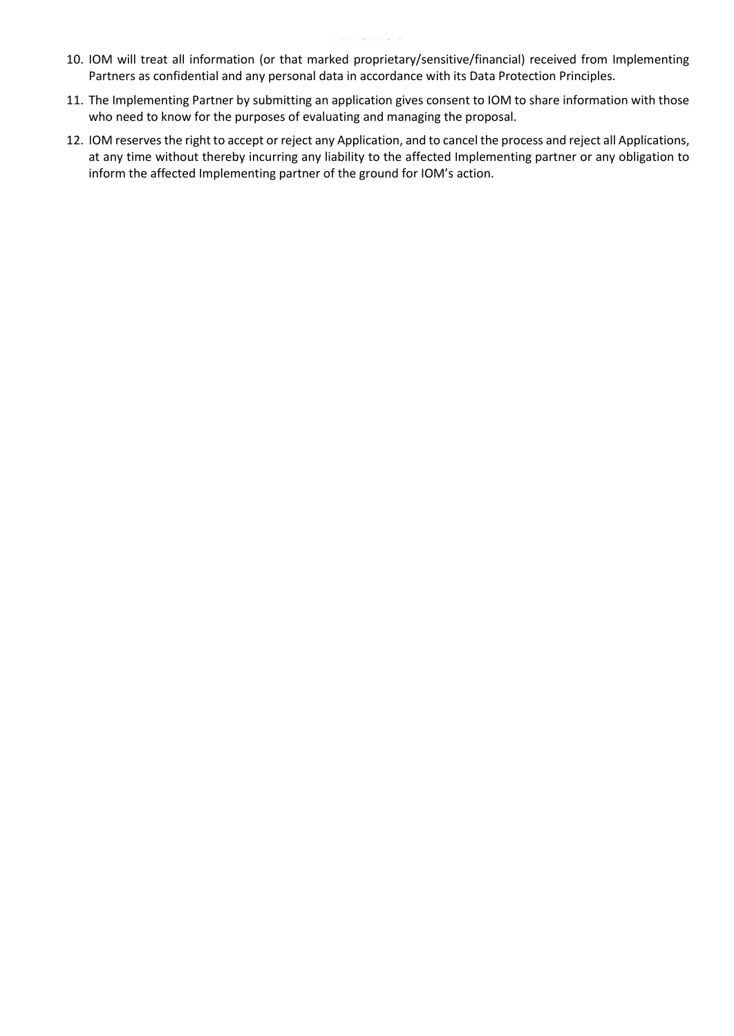10. IOM will treat all information (or that marked proprietary/sensitive/financial) received from Implementing Partners as confidential and any personal data in accordance with its Data Protection Principles.
11. The Implementing Partner by submitting an application gives consent to IOM to share information with those who need to know for the purposes of evaluating and managing the proposal.
12. IOM reserves the right to accept or reject any Application, and to cancel the process and reject all Applications, at any time without thereby incurring any liability to the affected Implementing partner or any obligation to inform the affected Implementing partner of the ground for IOM's action.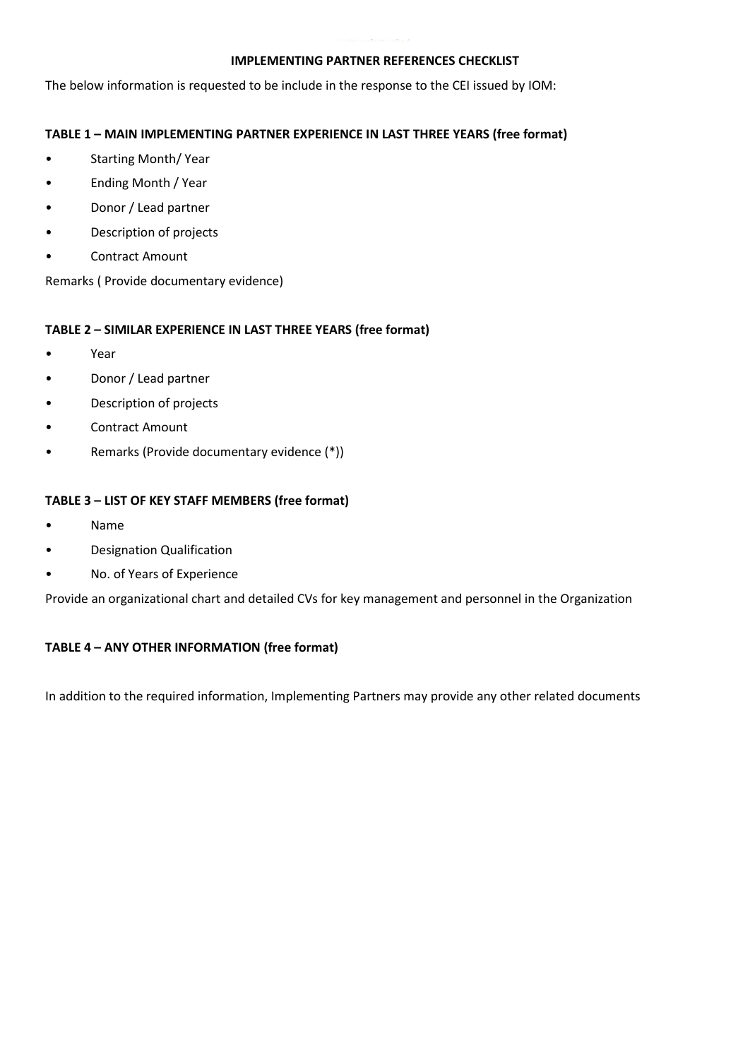**IMPLEMENTING PARTNER REFERENCES CHECKLIST**

The below information is requested to be include in the response to the CEI issued by IOM:

**TABLE 1 – MAIN IMPLEMENTING PARTNER EXPERIENCE IN LAST THREE YEARS (free format)**

- Starting Month/ Year
- Ending Month / Year
- Donor / Lead partner
- Description of projects
- Contract Amount

Remarks ( Provide documentary evidence)

**TABLE 2 – SIMILAR EXPERIENCE IN LAST THREE YEARS (free format)**

- Year
- Donor / Lead partner
- Description of projects
- Contract Amount
- Remarks (Provide documentary evidence (*))

**TABLE 3 – LIST OF KEY STAFF MEMBERS (free format)**

- Name
- Designation Qualification
- No. of Years of Experience

Provide an organizational chart and detailed CVs for key management and personnel in the Organization

**TABLE 4 – ANY OTHER INFORMATION (free format)**

In addition to the required information, Implementing Partners may provide any other related documents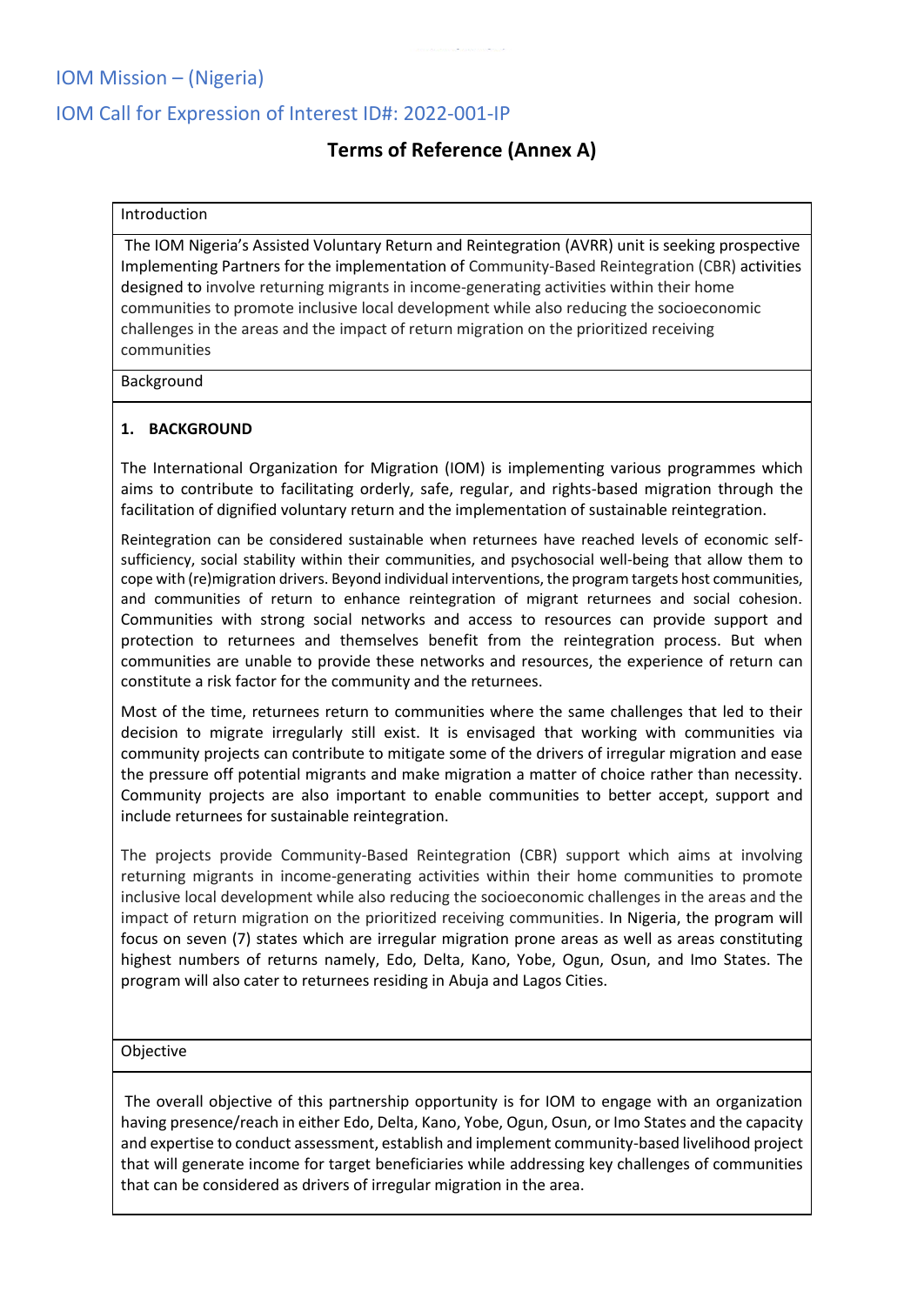IOM Mission – (Nigeria)

IOM Call for Expression of Interest ID#: 2022-001-IP

# Terms of Reference (Annex A)

Introduction

The IOM Nigeria's Assisted Voluntary Return and Reintegration (AVRR) unit is seeking prospective Implementing Partners for the implementation of Community-Based Reintegration (CBR) activities designed to involve returning migrants in income-generating activities within their home communities to promote inclusive local development while also reducing the socioeconomic challenges in the areas and the impact of return migration on the prioritized receiving communities

Background

## 1. BACKGROUND

The International Organization for Migration (IOM) is implementing various programmes which aims to contribute to facilitating orderly, safe, regular, and rights-based migration through the facilitation of dignified voluntary return and the implementation of sustainable reintegration.

Reintegration can be considered sustainable when returnees have reached levels of economic self-sufficiency, social stability within their communities, and psychosocial well-being that allow them to cope with (re)migration drivers. Beyond individual interventions, the program targets host communities, and communities of return to enhance reintegration of migrant returnees and social cohesion. Communities with strong social networks and access to resources can provide support and protection to returnees and themselves benefit from the reintegration process. But when communities are unable to provide these networks and resources, the experience of return can constitute a risk factor for the community and the returnees.

Most of the time, returnees return to communities where the same challenges that led to their decision to migrate irregularly still exist. It is envisaged that working with communities via community projects can contribute to mitigate some of the drivers of irregular migration and ease the pressure off potential migrants and make migration a matter of choice rather than necessity. Community projects are also important to enable communities to better accept, support and include returnees for sustainable reintegration.

The projects provide Community-Based Reintegration (CBR) support which aims at involving returning migrants in income-generating activities within their home communities to promote inclusive local development while also reducing the socioeconomic challenges in the areas and the impact of return migration on the prioritized receiving communities. In Nigeria, the program will focus on seven (7) states which are irregular migration prone areas as well as areas constituting highest numbers of returns namely, Edo, Delta, Kano, Yobe, Ogun, Osun, and Imo States. The program will also cater to returnees residing in Abuja and Lagos Cities.

Objective

The overall objective of this partnership opportunity is for IOM to engage with an organization having presence/reach in either Edo, Delta, Kano, Yobe, Ogun, Osun, or Imo States and the capacity and expertise to conduct assessment, establish and implement community-based livelihood project that will generate income for target beneficiaries while addressing key challenges of communities that can be considered as drivers of irregular migration in the area.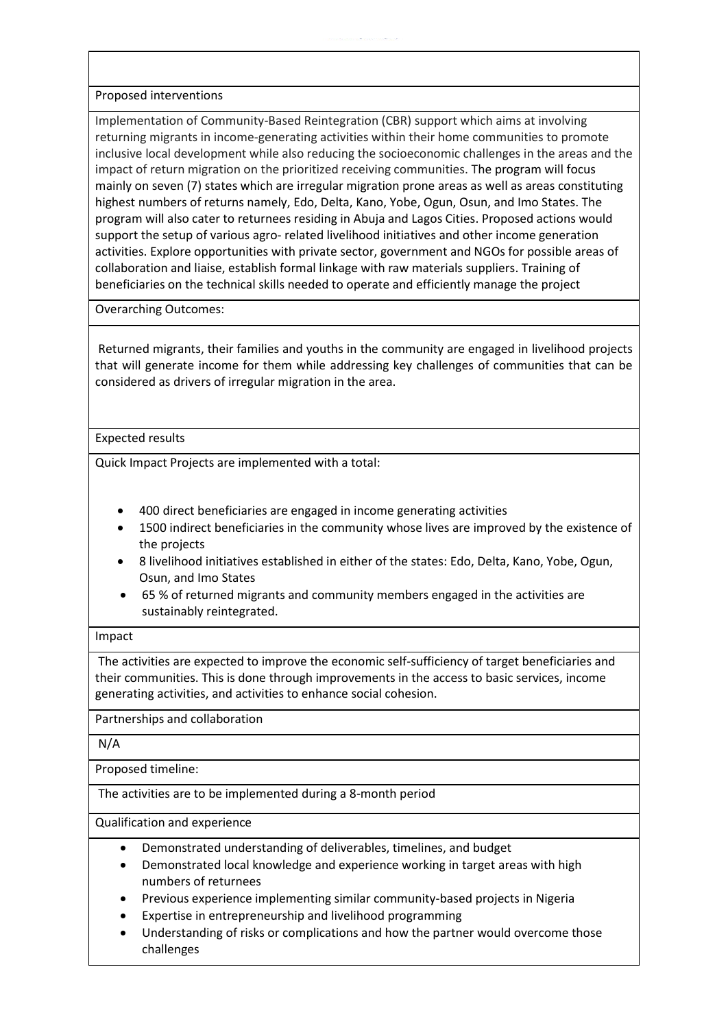### Proposed interventions

Implementation of Community-Based Reintegration (CBR) support which aims at involving returning migrants in income-generating activities within their home communities to promote inclusive local development while also reducing the socioeconomic challenges in the areas and the impact of return migration on the prioritized receiving communities. The program will focus mainly on seven (7) states which are irregular migration prone areas as well as areas constituting highest numbers of returns namely, Edo, Delta, Kano, Yobe, Ogun, Osun, and Imo States. The program will also cater to returnees residing in Abuja and Lagos Cities. Proposed actions would support the setup of various agro- related livelihood initiatives and other income generation activities. Explore opportunities with private sector, government and NGOs for possible areas of collaboration and liaise, establish formal linkage with raw materials suppliers. Training of beneficiaries on the technical skills needed to operate and efficiently manage the project

### Overarching Outcomes:

Returned migrants, their families and youths in the community are engaged in livelihood projects that will generate income for them while addressing key challenges of communities that can be considered as drivers of irregular migration in the area.

### Expected results

Quick Impact Projects are implemented with a total:

- 400 direct beneficiaries are engaged in income generating activities
- 1500 indirect beneficiaries in the community whose lives are improved by the existence of the projects
- 8 livelihood initiatives established in either of the states: Edo, Delta, Kano, Yobe, Ogun, Osun, and Imo States
- 65 % of returned migrants and community members engaged in the activities are sustainably reintegrated.

### Impact

The activities are expected to improve the economic self-sufficiency of target beneficiaries and their communities. This is done through improvements in the access to basic services, income generating activities, and activities to enhance social cohesion.

### Partnerships and collaboration

N/A

### Proposed timeline:

The activities are to be implemented during a 8-month period

### Qualification and experience

- Demonstrated understanding of deliverables, timelines, and budget
- Demonstrated local knowledge and experience working in target areas with high numbers of returnees
- Previous experience implementing similar community-based projects in Nigeria
- Expertise in entrepreneurship and livelihood programming
- Understanding of risks or complications and how the partner would overcome those challenges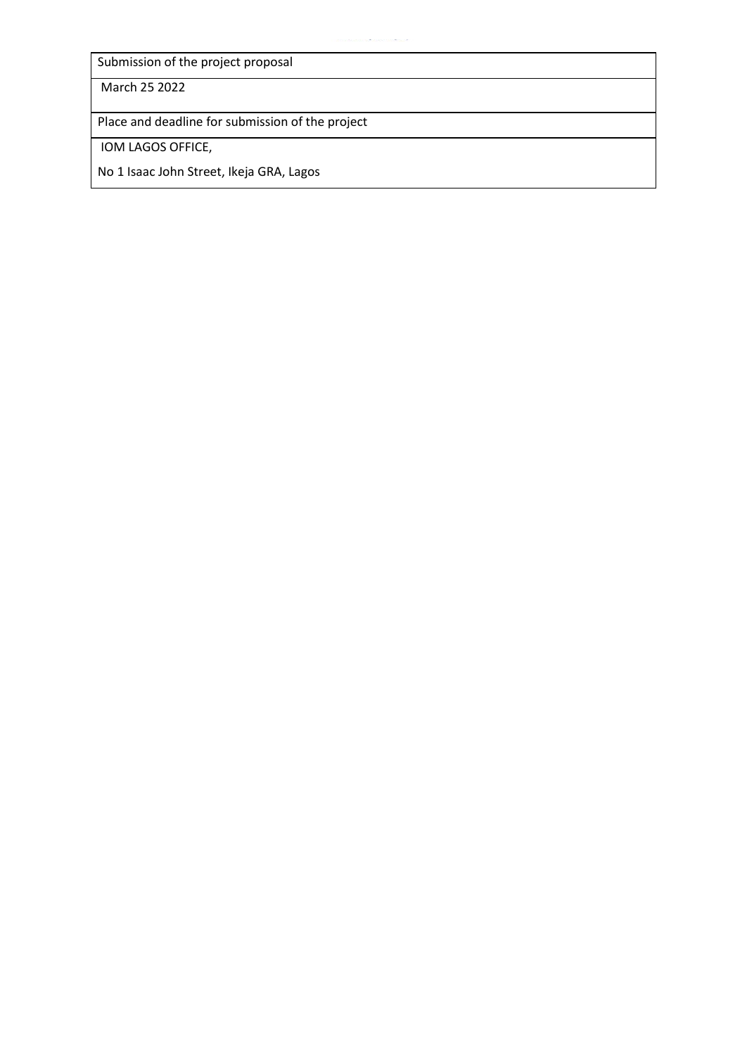| Submission of the project proposal |
|---|
| March 25 2022 |
| Place and deadline for submission of the project |
| IOM LAGOS OFFICE,<br>No 1 Isaac John Street, Ikeja GRA, Lagos |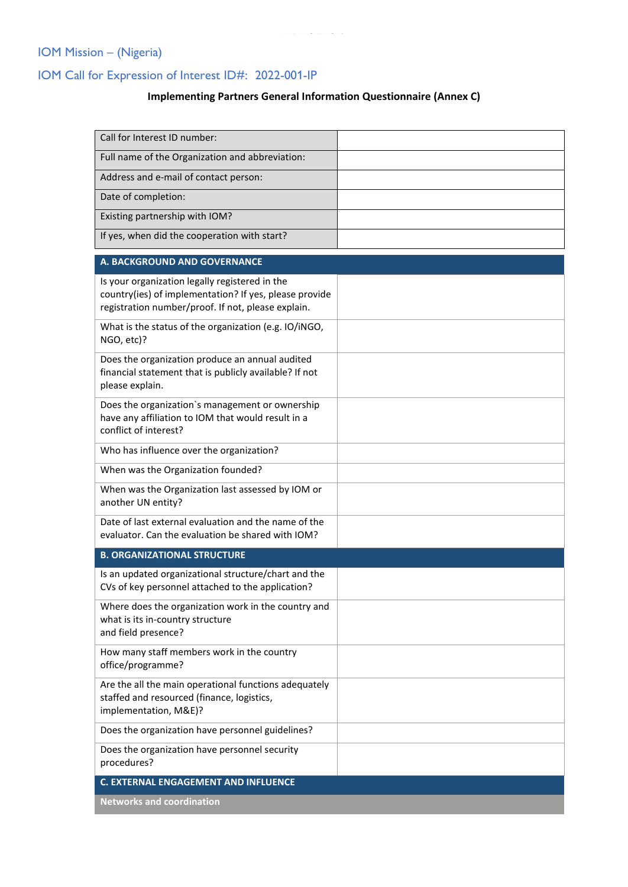IOM Mission – (Nigeria)

IOM Call for Expression of Interest ID#: 2022-001-IP

**Implementing Partners General Information Questionnaire (Annex C)**

| Call for Interest ID number: | |
|---|---|
| Full name of the Organization and abbreviation: | |
| Address and e-mail of contact person: | |
| Date of completion: | |
| Existing partnership with IOM? | |
| If yes, when did the cooperation with start? | |

| **A. BACKGROUND AND GOVERNANCE** | |
|---|---|
| Is your organization legally registered in the country(ies) of implementation? If yes, please provide registration number/proof. If not, please explain. | |
| What is the status of the organization (e.g. IO/iNGO, NGO, etc)? | |
| Does the organization produce an annual audited financial statement that is publicly available? If not please explain. | |
| Does the organization`s management or ownership have any affiliation to IOM that would result in a conflict of interest? | |
| Who has influence over the organization? | |
| When was the Organization founded? | |
| When was the Organization last assessed by IOM or another UN entity? | |
| Date of last external evaluation and the name of the evaluator. Can the evaluation be shared with IOM? | |
| **B. ORGANIZATIONAL STRUCTURE** | |
| Is an updated organizational structure/chart and the CVs of key personnel attached to the application? | |
| Where does the organization work in the country and what is its in-country structure and field presence? | |
| How many staff members work in the country office/programme? | |
| Are the all the main operational functions adequately staffed and resourced (finance, logistics, implementation, M&E)? | |
| Does the organization have personnel guidelines? | |
| Does the organization have personnel security procedures? | |
| **C. EXTERNAL ENGAGEMENT AND INFLUENCE** | |
| **Networks and coordination** | |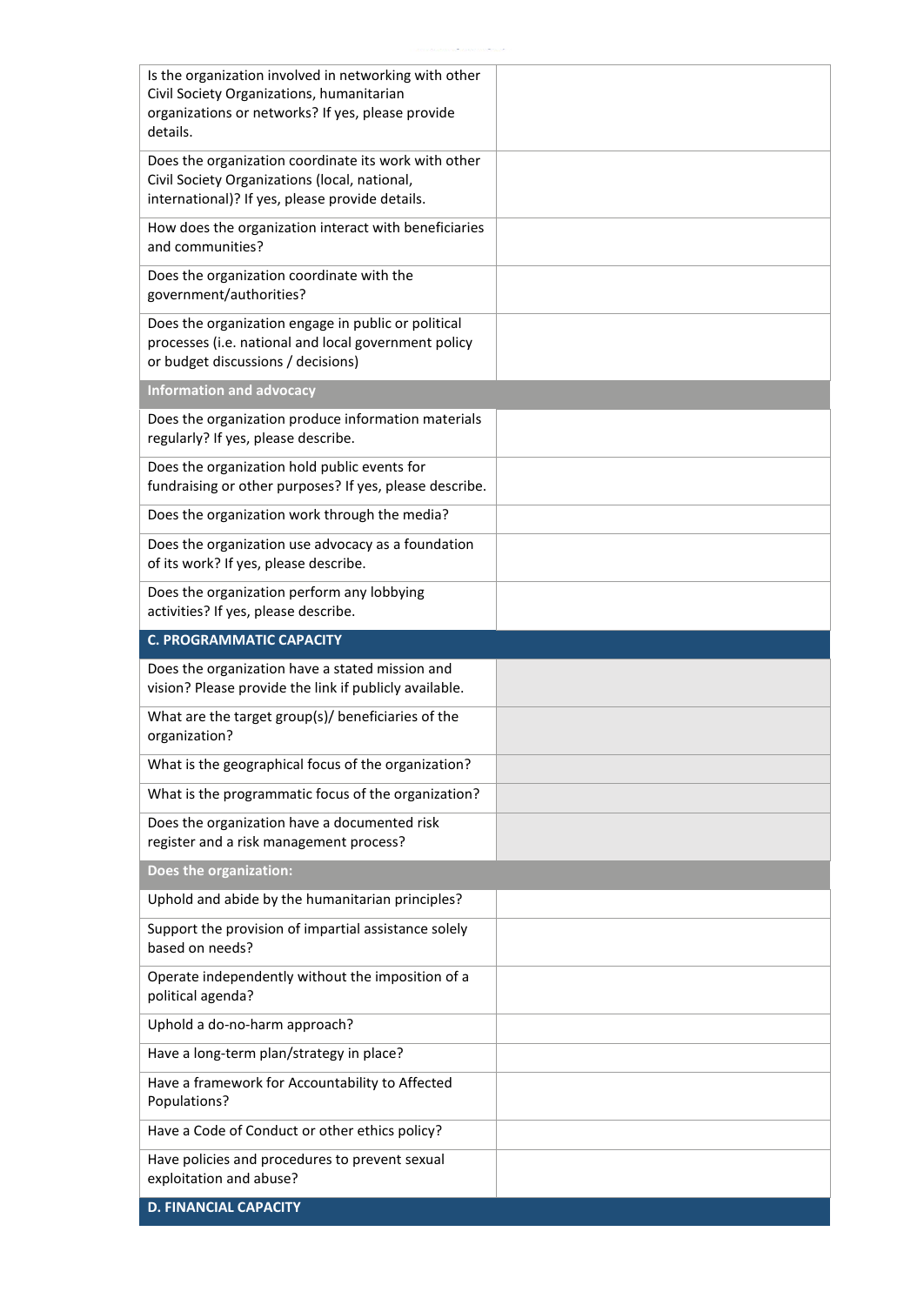| | |
|---|---|
| Is the organization involved in networking with other Civil Society Organizations, humanitarian organizations or networks? If yes, please provide details. | |
| Does the organization coordinate its work with other Civil Society Organizations (local, national, international)? If yes, please provide details. | |
| How does the organization interact with beneficiaries and communities? | |
| Does the organization coordinate with the government/authorities? | |
| Does the organization engage in public or political processes (i.e. national and local government policy or budget discussions / decisions) | |
| **Information and advocacy** | |
| Does the organization produce information materials regularly? If yes, please describe. | |
| Does the organization hold public events for fundraising or other purposes? If yes, please describe. | |
| Does the organization work through the media? | |
| Does the organization use advocacy as a foundation of its work? If yes, please describe. | |
| Does the organization perform any lobbying activities? If yes, please describe. | |
| **C. PROGRAMMATIC CAPACITY** | |
| Does the organization have a stated mission and vision? Please provide the link if publicly available. | |
| What are the target group(s)/ beneficiaries of the organization? | |
| What is the geographical focus of the organization? | |
| What is the programmatic focus of the organization? | |
| Does the organization have a documented risk register and a risk management process? | |
| **Does the organization:** | |
| Uphold and abide by the humanitarian principles? | |
| Support the provision of impartial assistance solely based on needs? | |
| Operate independently without the imposition of a political agenda? | |
| Uphold a do-no-harm approach? | |
| Have a long-term plan/strategy in place? | |
| Have a framework for Accountability to Affected Populations? | |
| Have a Code of Conduct or other ethics policy? | |
| Have policies and procedures to prevent sexual exploitation and abuse? | |
| **D. FINANCIAL CAPACITY** | |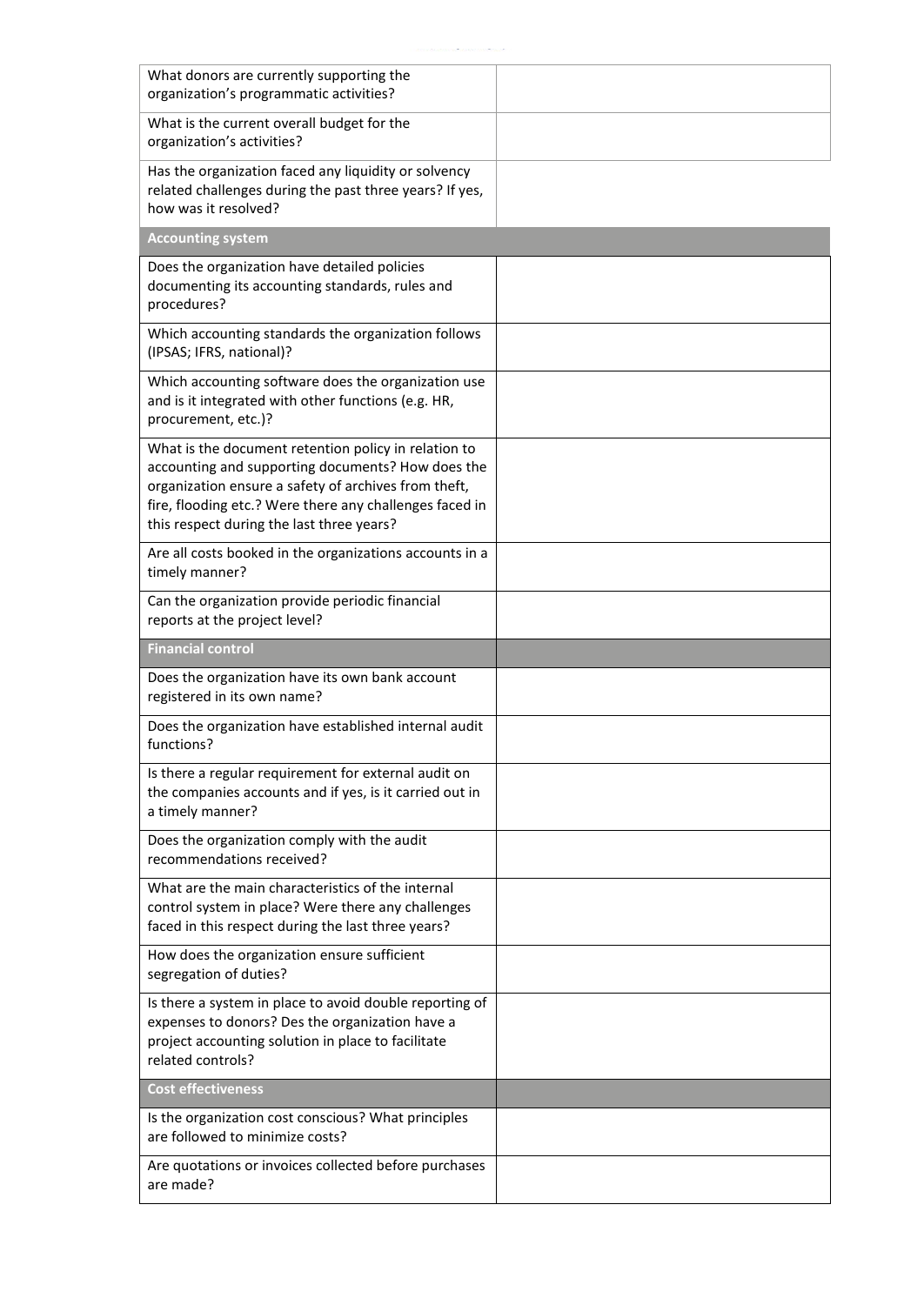| | |
|---|---|
| What donors are currently supporting the organization's programmatic activities? | |
| What is the current overall budget for the organization's activities? | |
| Has the organization faced any liquidity or solvency related challenges during the past three years? If yes, how was it resolved? | |
| **Accounting system** | |
| Does the organization have detailed policies documenting its accounting standards, rules and procedures? | |
| Which accounting standards the organization follows (IPSAS; IFRS, national)? | |
| Which accounting software does the organization use and is it integrated with other functions (e.g. HR, procurement, etc.)? | |
| What is the document retention policy in relation to accounting and supporting documents? How does the organization ensure a safety of archives from theft, fire, flooding etc.? Were there any challenges faced in this respect during the last three years? | |
| Are all costs booked in the organizations accounts in a timely manner? | |
| Can the organization provide periodic financial reports at the project level? | |
| **Financial control** | |
| Does the organization have its own bank account registered in its own name? | |
| Does the organization have established internal audit functions? | |
| Is there a regular requirement for external audit on the companies accounts and if yes, is it carried out in a timely manner? | |
| Does the organization comply with the audit recommendations received? | |
| What are the main characteristics of the internal control system in place? Were there any challenges faced in this respect during the last three years? | |
| How does the organization ensure sufficient segregation of duties? | |
| Is there a system in place to avoid double reporting of expenses to donors? Des the organization have a project accounting solution in place to facilitate related controls? | |
| **Cost effectiveness** | |
| Is the organization cost conscious? What principles are followed to minimize costs? | |
| Are quotations or invoices collected before purchases are made? | |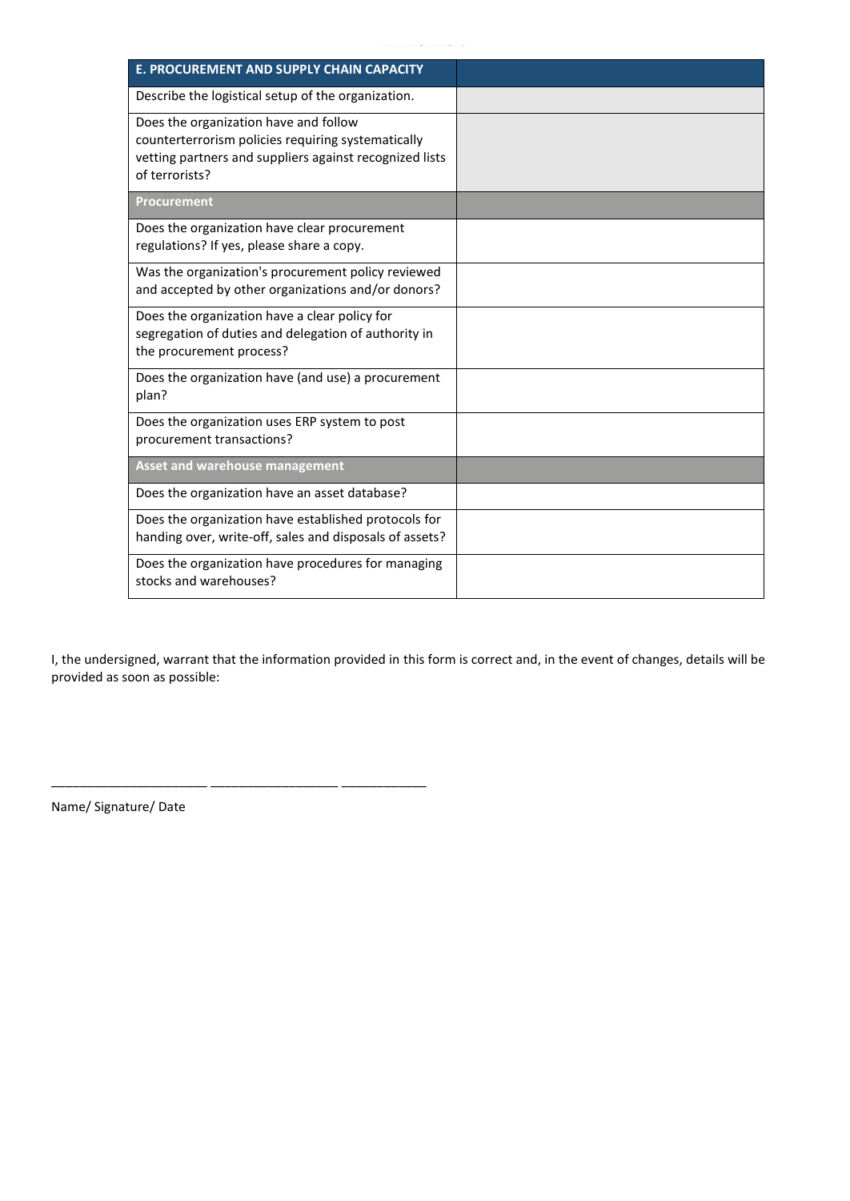| E. PROCUREMENT AND SUPPLY CHAIN CAPACITY | |
|---|---|
| Describe the logistical setup of the organization. | |
| Does the organization have and follow counterterrorism policies requiring systematically vetting partners and suppliers against recognized lists of terrorists? | |
| **Procurement** | |
| Does the organization have clear procurement regulations? If yes, please share a copy. | |
| Was the organization's procurement policy reviewed and accepted by other organizations and/or donors? | |
| Does the organization have a clear policy for segregation of duties and delegation of authority in the procurement process? | |
| Does the organization have (and use) a procurement plan? | |
| Does the organization uses ERP system to post procurement transactions? | |
| **Asset and warehouse management** | |
| Does the organization have an asset database? | |
| Does the organization have established protocols for handing over, write-off, sales and disposals of assets? | |
| Does the organization have procedures for managing stocks and warehouses? | |

I, the undersigned, warrant that the information provided in this form is correct and, in the event of changes, details will be provided as soon as possible:

_______________________ ___________________ _____________

Name/ Signature/ Date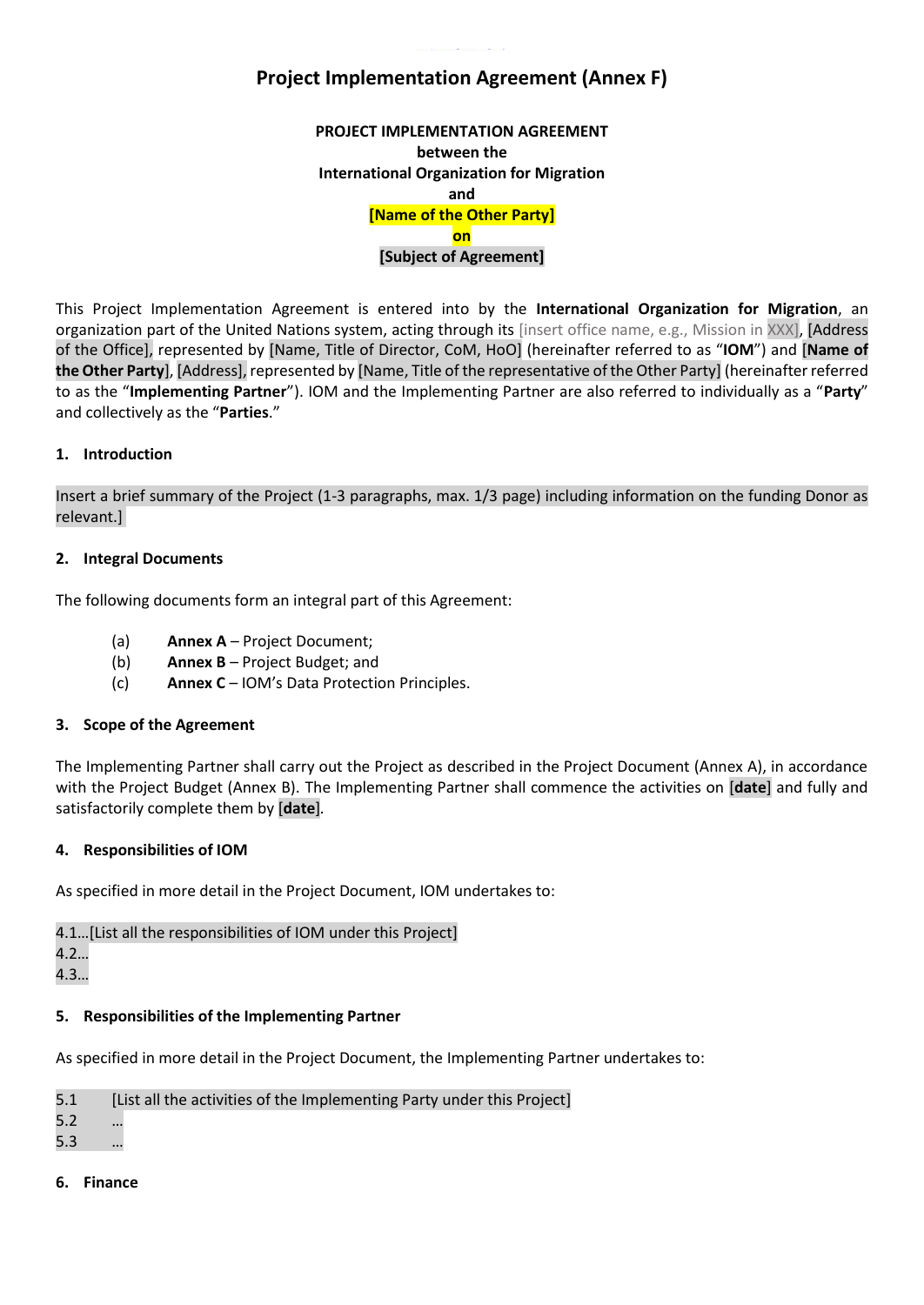# Project Implementation Agreement (Annex F)

**PROJECT IMPLEMENTATION AGREEMENT**
**between the**
**International Organization for Migration**
**and**
**[Name of the Other Party]**
**on**
**[Subject of Agreement]**

This Project Implementation Agreement is entered into by the **International Organization for Migration**, an organization part of the United Nations system, acting through its [insert office name, e.g., Mission in XXX], [Address of the Office], represented by [Name, Title of Director, CoM, HoO] (hereinafter referred to as "**IOM**") and [**Name of the Other Party**], [Address], represented by [Name, Title of the representative of the Other Party] (hereinafter referred to as the "**Implementing Partner**"). IOM and the Implementing Partner are also referred to individually as a "**Party**" and collectively as the "**Parties**."

#### 1. Introduction

Insert a brief summary of the Project (1-3 paragraphs, max. 1/3 page) including information on the funding Donor as relevant.]

#### 2. Integral Documents

The following documents form an integral part of this Agreement:

(a) **Annex A** – Project Document;
(b) **Annex B** – Project Budget; and
(c) **Annex C** – IOM's Data Protection Principles.

#### 3. Scope of the Agreement

The Implementing Partner shall carry out the Project as described in the Project Document (Annex A), in accordance with the Project Budget (Annex B). The Implementing Partner shall commence the activities on [**date**] and fully and satisfactorily complete them by [**date**].

#### 4. Responsibilities of IOM

As specified in more detail in the Project Document, IOM undertakes to:

4.1…[List all the responsibilities of IOM under this Project]
4.2…
4.3…

#### 5. Responsibilities of the Implementing Partner

As specified in more detail in the Project Document, the Implementing Partner undertakes to:

5.1 [List all the activities of the Implementing Party under this Project]
5.2 …
5.3 …

#### 6. Finance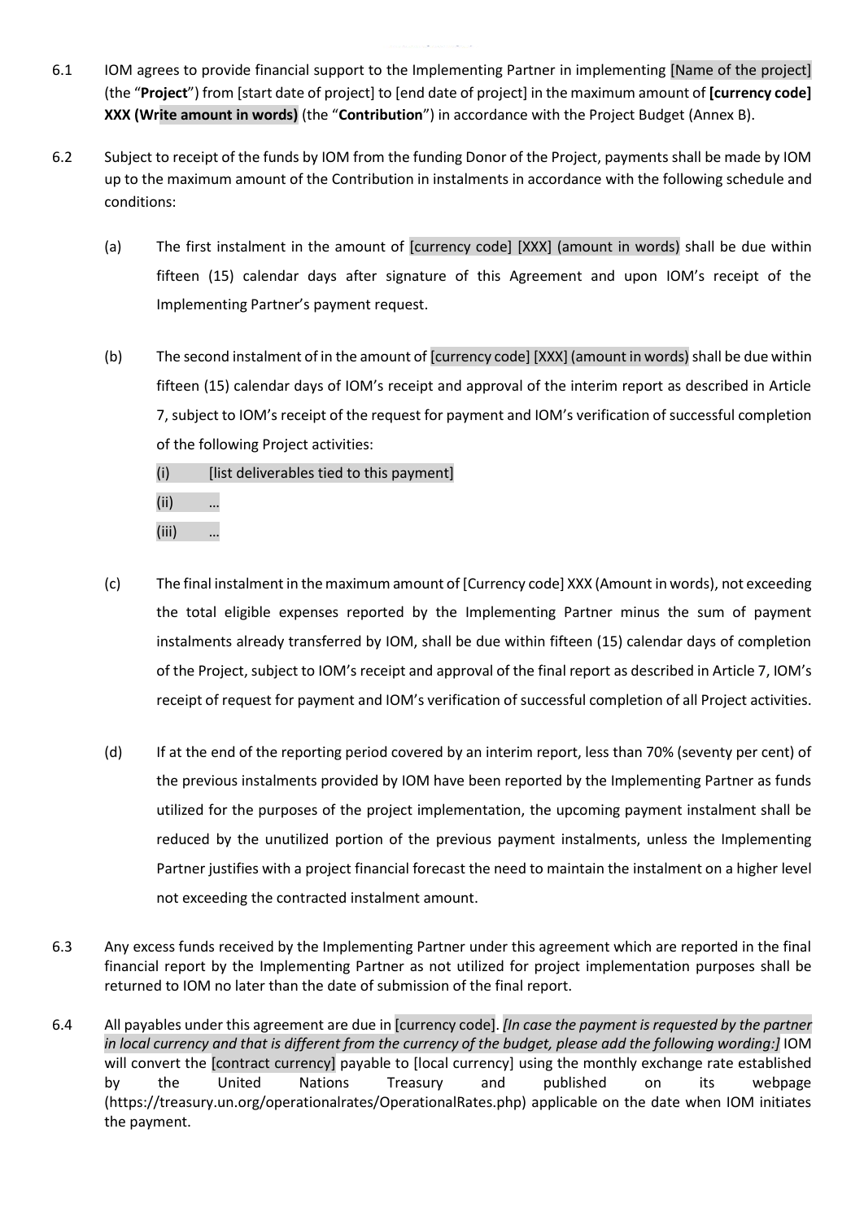6.1 IOM agrees to provide financial support to the Implementing Partner in implementing [Name of the project] (the "**Project**") from [start date of project] to [end date of project] in the maximum amount of **[currency code] XXX (Write amount in words)** (the "**Contribution**") in accordance with the Project Budget (Annex B).

6.2 Subject to receipt of the funds by IOM from the funding Donor of the Project, payments shall be made by IOM up to the maximum amount of the Contribution in instalments in accordance with the following schedule and conditions:

(a) The first instalment in the amount of [currency code] [XXX] (amount in words) shall be due within fifteen (15) calendar days after signature of this Agreement and upon IOM's receipt of the Implementing Partner's payment request.

(b) The second instalment of in the amount of [currency code] [XXX] (amount in words) shall be due within fifteen (15) calendar days of IOM's receipt and approval of the interim report as described in Article 7, subject to IOM's receipt of the request for payment and IOM's verification of successful completion of the following Project activities:

(i) [list deliverables tied to this payment]

(ii) …

(iii) …

(c) The final instalment in the maximum amount of [Currency code] XXX (Amount in words), not exceeding the total eligible expenses reported by the Implementing Partner minus the sum of payment instalments already transferred by IOM, shall be due within fifteen (15) calendar days of completion of the Project, subject to IOM's receipt and approval of the final report as described in Article 7, IOM's receipt of request for payment and IOM's verification of successful completion of all Project activities.

(d) If at the end of the reporting period covered by an interim report, less than 70% (seventy per cent) of the previous instalments provided by IOM have been reported by the Implementing Partner as funds utilized for the purposes of the project implementation, the upcoming payment instalment shall be reduced by the unutilized portion of the previous payment instalments, unless the Implementing Partner justifies with a project financial forecast the need to maintain the instalment on a higher level not exceeding the contracted instalment amount.

6.3 Any excess funds received by the Implementing Partner under this agreement which are reported in the final financial report by the Implementing Partner as not utilized for project implementation purposes shall be returned to IOM no later than the date of submission of the final report.

6.4 All payables under this agreement are due in [currency code]. *[In case the payment is requested by the partner in local currency and that is different from the currency of the budget, please add the following wording:]* IOM will convert the [contract currency] payable to [local currency] using the monthly exchange rate established by the United Nations Treasury and published on its webpage (https://treasury.un.org/operationalrates/OperationalRates.php) applicable on the date when IOM initiates the payment.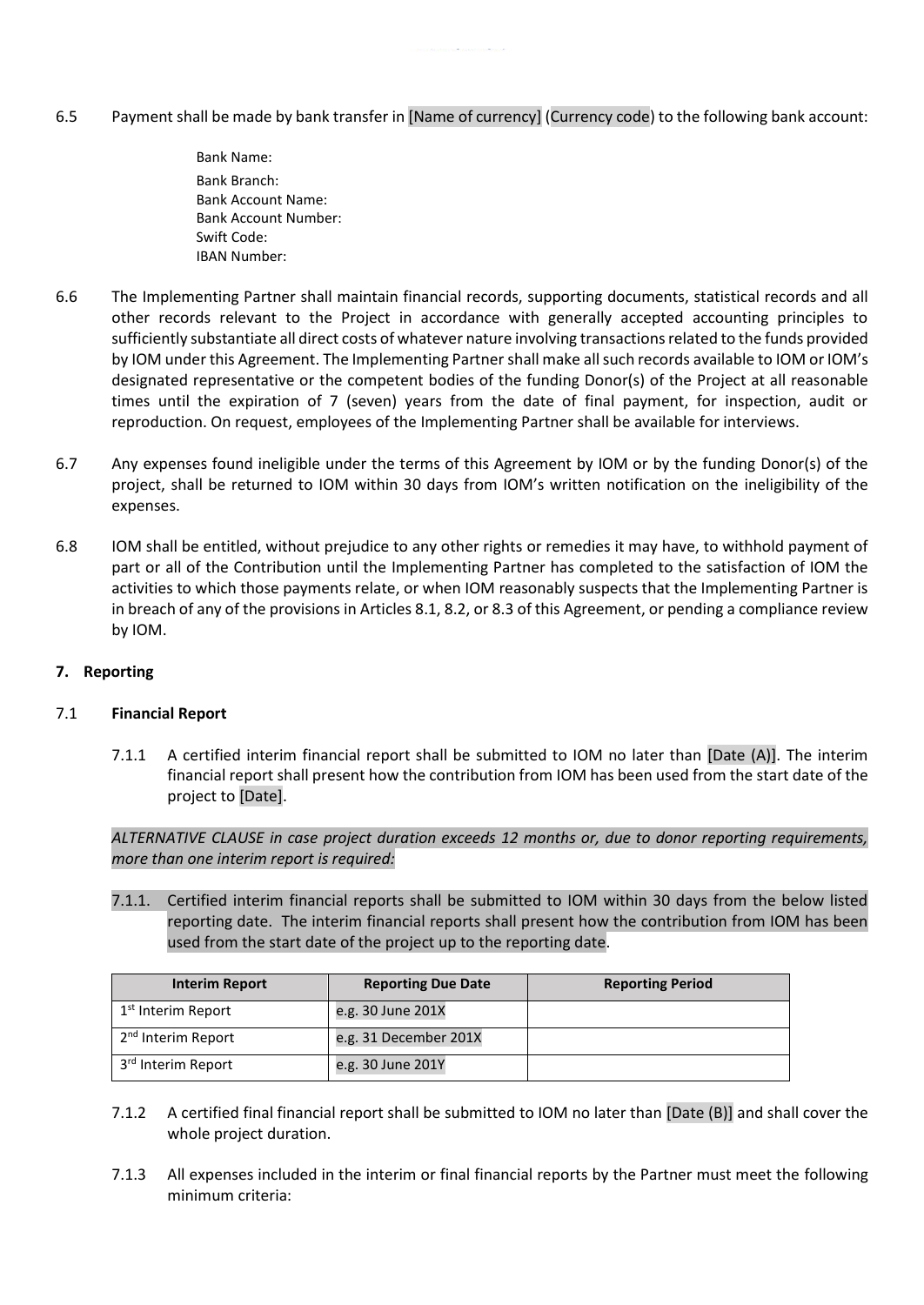6.5 Payment shall be made by bank transfer in [Name of currency] (Currency code) to the following bank account:

Bank Name:
Bank Branch:
Bank Account Name:
Bank Account Number:
Swift Code:
IBAN Number:

6.6 The Implementing Partner shall maintain financial records, supporting documents, statistical records and all other records relevant to the Project in accordance with generally accepted accounting principles to sufficiently substantiate all direct costs of whatever nature involving transactions related to the funds provided by IOM under this Agreement. The Implementing Partner shall make all such records available to IOM or IOM's designated representative or the competent bodies of the funding Donor(s) of the Project at all reasonable times until the expiration of 7 (seven) years from the date of final payment, for inspection, audit or reproduction. On request, employees of the Implementing Partner shall be available for interviews.

6.7 Any expenses found ineligible under the terms of this Agreement by IOM or by the funding Donor(s) of the project, shall be returned to IOM within 30 days from IOM's written notification on the ineligibility of the expenses.

6.8 IOM shall be entitled, without prejudice to any other rights or remedies it may have, to withhold payment of part or all of the Contribution until the Implementing Partner has completed to the satisfaction of IOM the activities to which those payments relate, or when IOM reasonably suspects that the Implementing Partner is in breach of any of the provisions in Articles 8.1, 8.2, or 8.3 of this Agreement, or pending a compliance review by IOM.

**7. Reporting**

7.1 **Financial Report**

7.1.1 A certified interim financial report shall be submitted to IOM no later than [Date (A)]. The interim financial report shall present how the contribution from IOM has been used from the start date of the project to [Date].

*ALTERNATIVE CLAUSE in case project duration exceeds 12 months or, due to donor reporting requirements, more than one interim report is required:*

7.1.1. Certified interim financial reports shall be submitted to IOM within 30 days from the below listed reporting date. The interim financial reports shall present how the contribution from IOM has been used from the start date of the project up to the reporting date.

| Interim Report | Reporting Due Date | Reporting Period |
|---|---|---|
| 1st Interim Report | e.g. 30 June 201X | |
| 2nd Interim Report | e.g. 31 December 201X | |
| 3rd Interim Report | e.g. 30 June 201Y | |

7.1.2 A certified final financial report shall be submitted to IOM no later than [Date (B)] and shall cover the whole project duration.

7.1.3 All expenses included in the interim or final financial reports by the Partner must meet the following minimum criteria: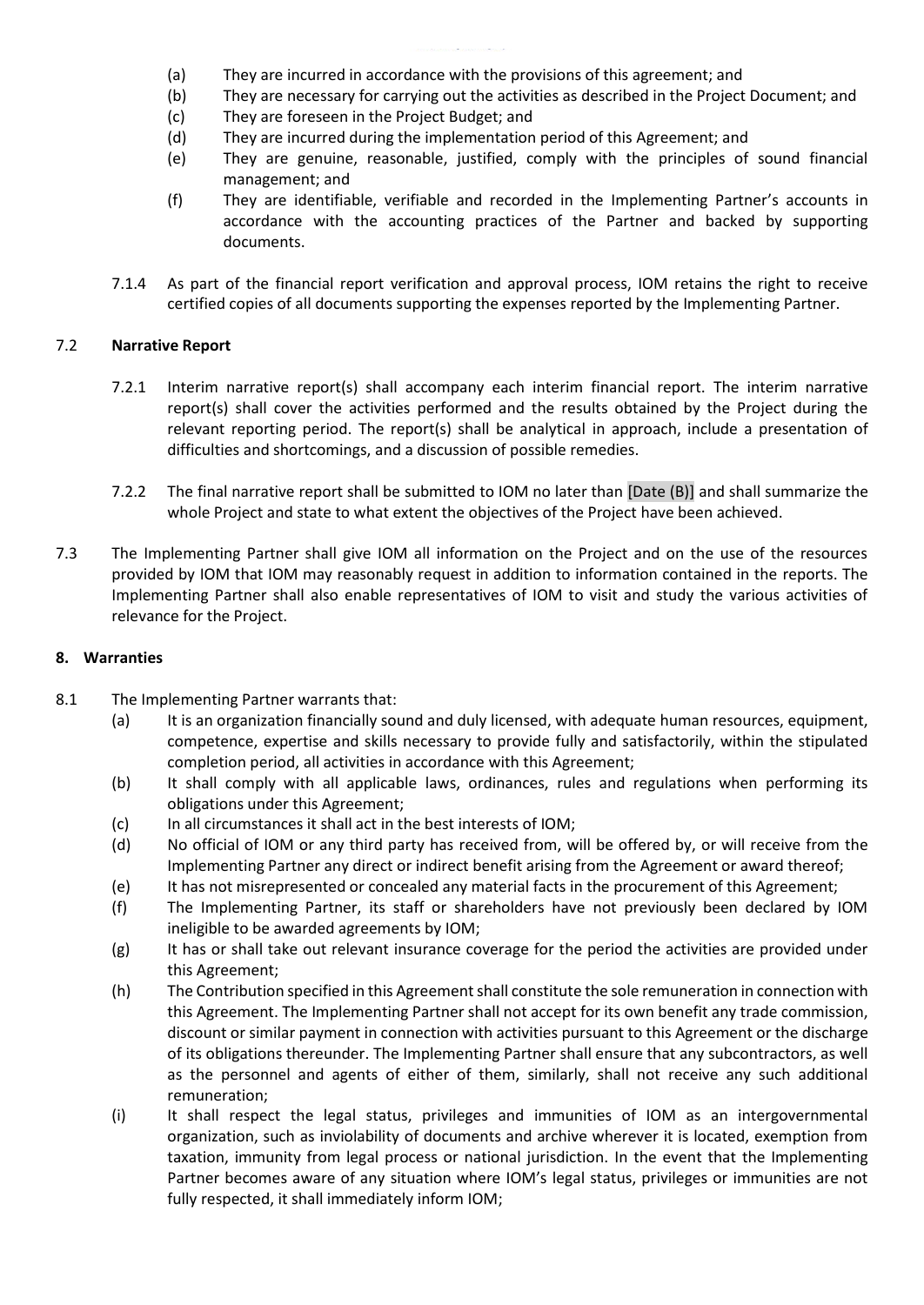(a) They are incurred in accordance with the provisions of this agreement; and
(b) They are necessary for carrying out the activities as described in the Project Document; and
(c) They are foreseen in the Project Budget; and
(d) They are incurred during the implementation period of this Agreement; and
(e) They are genuine, reasonable, justified, comply with the principles of sound financial management; and
(f) They are identifiable, verifiable and recorded in the Implementing Partner's accounts in accordance with the accounting practices of the Partner and backed by supporting documents.

7.1.4 As part of the financial report verification and approval process, IOM retains the right to receive certified copies of all documents supporting the expenses reported by the Implementing Partner.

7.2 **Narrative Report**

7.2.1 Interim narrative report(s) shall accompany each interim financial report. The interim narrative report(s) shall cover the activities performed and the results obtained by the Project during the relevant reporting period. The report(s) shall be analytical in approach, include a presentation of difficulties and shortcomings, and a discussion of possible remedies.

7.2.2 The final narrative report shall be submitted to IOM no later than [Date (B)] and shall summarize the whole Project and state to what extent the objectives of the Project have been achieved.

7.3 The Implementing Partner shall give IOM all information on the Project and on the use of the resources provided by IOM that IOM may reasonably request in addition to information contained in the reports. The Implementing Partner shall also enable representatives of IOM to visit and study the various activities of relevance for the Project.

## 8. Warranties

8.1 The Implementing Partner warrants that:

(a) It is an organization financially sound and duly licensed, with adequate human resources, equipment, competence, expertise and skills necessary to provide fully and satisfactorily, within the stipulated completion period, all activities in accordance with this Agreement;
(b) It shall comply with all applicable laws, ordinances, rules and regulations when performing its obligations under this Agreement;
(c) In all circumstances it shall act in the best interests of IOM;
(d) No official of IOM or any third party has received from, will be offered by, or will receive from the Implementing Partner any direct or indirect benefit arising from the Agreement or award thereof;
(e) It has not misrepresented or concealed any material facts in the procurement of this Agreement;
(f) The Implementing Partner, its staff or shareholders have not previously been declared by IOM ineligible to be awarded agreements by IOM;
(g) It has or shall take out relevant insurance coverage for the period the activities are provided under this Agreement;
(h) The Contribution specified in this Agreement shall constitute the sole remuneration in connection with this Agreement. The Implementing Partner shall not accept for its own benefit any trade commission, discount or similar payment in connection with activities pursuant to this Agreement or the discharge of its obligations thereunder. The Implementing Partner shall ensure that any subcontractors, as well as the personnel and agents of either of them, similarly, shall not receive any such additional remuneration;
(i) It shall respect the legal status, privileges and immunities of IOM as an intergovernmental organization, such as inviolability of documents and archive wherever it is located, exemption from taxation, immunity from legal process or national jurisdiction. In the event that the Implementing Partner becomes aware of any situation where IOM's legal status, privileges or immunities are not fully respected, it shall immediately inform IOM;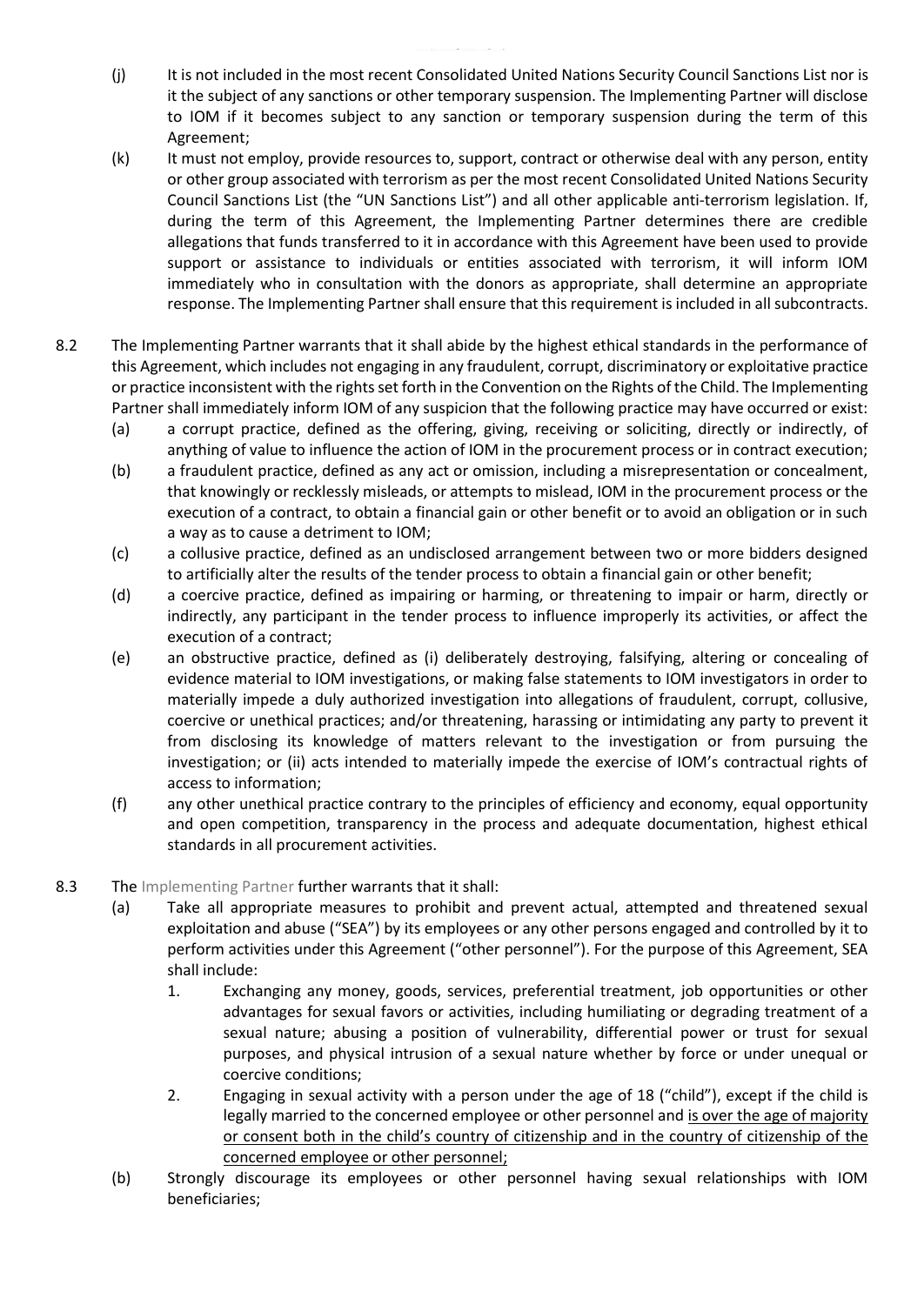(j) It is not included in the most recent Consolidated United Nations Security Council Sanctions List nor is it the subject of any sanctions or other temporary suspension. The Implementing Partner will disclose to IOM if it becomes subject to any sanction or temporary suspension during the term of this Agreement;

(k) It must not employ, provide resources to, support, contract or otherwise deal with any person, entity or other group associated with terrorism as per the most recent Consolidated United Nations Security Council Sanctions List (the "UN Sanctions List") and all other applicable anti-terrorism legislation. If, during the term of this Agreement, the Implementing Partner determines there are credible allegations that funds transferred to it in accordance with this Agreement have been used to provide support or assistance to individuals or entities associated with terrorism, it will inform IOM immediately who in consultation with the donors as appropriate, shall determine an appropriate response. The Implementing Partner shall ensure that this requirement is included in all subcontracts.

8.2 The Implementing Partner warrants that it shall abide by the highest ethical standards in the performance of this Agreement, which includes not engaging in any fraudulent, corrupt, discriminatory or exploitative practice or practice inconsistent with the rights set forth in the Convention on the Rights of the Child. The Implementing Partner shall immediately inform IOM of any suspicion that the following practice may have occurred or exist:

(a) a corrupt practice, defined as the offering, giving, receiving or soliciting, directly or indirectly, of anything of value to influence the action of IOM in the procurement process or in contract execution;

(b) a fraudulent practice, defined as any act or omission, including a misrepresentation or concealment, that knowingly or recklessly misleads, or attempts to mislead, IOM in the procurement process or the execution of a contract, to obtain a financial gain or other benefit or to avoid an obligation or in such a way as to cause a detriment to IOM;

(c) a collusive practice, defined as an undisclosed arrangement between two or more bidders designed to artificially alter the results of the tender process to obtain a financial gain or other benefit;

(d) a coercive practice, defined as impairing or harming, or threatening to impair or harm, directly or indirectly, any participant in the tender process to influence improperly its activities, or affect the execution of a contract;

(e) an obstructive practice, defined as (i) deliberately destroying, falsifying, altering or concealing of evidence material to IOM investigations, or making false statements to IOM investigators in order to materially impede a duly authorized investigation into allegations of fraudulent, corrupt, collusive, coercive or unethical practices; and/or threatening, harassing or intimidating any party to prevent it from disclosing its knowledge of matters relevant to the investigation or from pursuing the investigation; or (ii) acts intended to materially impede the exercise of IOM's contractual rights of access to information;

(f) any other unethical practice contrary to the principles of efficiency and economy, equal opportunity and open competition, transparency in the process and adequate documentation, highest ethical standards in all procurement activities.

8.3 The Implementing Partner further warrants that it shall:

(a) Take all appropriate measures to prohibit and prevent actual, attempted and threatened sexual exploitation and abuse ("SEA") by its employees or any other persons engaged and controlled by it to perform activities under this Agreement ("other personnel"). For the purpose of this Agreement, SEA shall include:

1. Exchanging any money, goods, services, preferential treatment, job opportunities or other advantages for sexual favors or activities, including humiliating or degrading treatment of a sexual nature; abusing a position of vulnerability, differential power or trust for sexual purposes, and physical intrusion of a sexual nature whether by force or under unequal or coercive conditions;
2. Engaging in sexual activity with a person under the age of 18 ("child"), except if the child is legally married to the concerned employee or other personnel and <u>is over the age of majority or consent both in the child's country of citizenship and in the country of citizenship of the concerned employee or other personnel;</u>

(b) Strongly discourage its employees or other personnel having sexual relationships with IOM beneficiaries;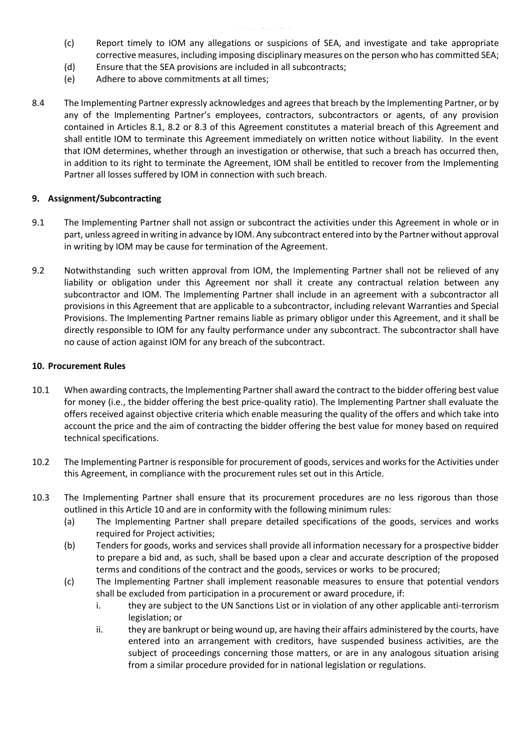(c) Report timely to IOM any allegations or suspicions of SEA, and investigate and take appropriate corrective measures, including imposing disciplinary measures on the person who has committed SEA;

(d) Ensure that the SEA provisions are included in all subcontracts;

(e) Adhere to above commitments at all times;

8.4 The Implementing Partner expressly acknowledges and agrees that breach by the Implementing Partner, or by any of the Implementing Partner's employees, contractors, subcontractors or agents, of any provision contained in Articles 8.1, 8.2 or 8.3 of this Agreement constitutes a material breach of this Agreement and shall entitle IOM to terminate this Agreement immediately on written notice without liability. In the event that IOM determines, whether through an investigation or otherwise, that such a breach has occurred then, in addition to its right to terminate the Agreement, IOM shall be entitled to recover from the Implementing Partner all losses suffered by IOM in connection with such breach.

## 9. Assignment/Subcontracting

9.1 The Implementing Partner shall not assign or subcontract the activities under this Agreement in whole or in part, unless agreed in writing in advance by IOM. Any subcontract entered into by the Partner without approval in writing by IOM may be cause for termination of the Agreement.

9.2 Notwithstanding such written approval from IOM, the Implementing Partner shall not be relieved of any liability or obligation under this Agreement nor shall it create any contractual relation between any subcontractor and IOM. The Implementing Partner shall include in an agreement with a subcontractor all provisions in this Agreement that are applicable to a subcontractor, including relevant Warranties and Special Provisions. The Implementing Partner remains liable as primary obligor under this Agreement, and it shall be directly responsible to IOM for any faulty performance under any subcontract. The subcontractor shall have no cause of action against IOM for any breach of the subcontract.

## 10. Procurement Rules

10.1 When awarding contracts, the Implementing Partner shall award the contract to the bidder offering best value for money (i.e., the bidder offering the best price-quality ratio). The Implementing Partner shall evaluate the offers received against objective criteria which enable measuring the quality of the offers and which take into account the price and the aim of contracting the bidder offering the best value for money based on required technical specifications.

10.2 The Implementing Partner is responsible for procurement of goods, services and works for the Activities under this Agreement, in compliance with the procurement rules set out in this Article.

10.3 The Implementing Partner shall ensure that its procurement procedures are no less rigorous than those outlined in this Article 10 and are in conformity with the following minimum rules:

(a) The Implementing Partner shall prepare detailed specifications of the goods, services and works required for Project activities;

(b) Tenders for goods, works and services shall provide all information necessary for a prospective bidder to prepare a bid and, as such, shall be based upon a clear and accurate description of the proposed terms and conditions of the contract and the goods, services or works to be procured;

(c) The Implementing Partner shall implement reasonable measures to ensure that potential vendors shall be excluded from participation in a procurement or award procedure, if:

i. they are subject to the UN Sanctions List or in violation of any other applicable anti-terrorism legislation; or

ii. they are bankrupt or being wound up, are having their affairs administered by the courts, have entered into an arrangement with creditors, have suspended business activities, are the subject of proceedings concerning those matters, or are in any analogous situation arising from a similar procedure provided for in national legislation or regulations.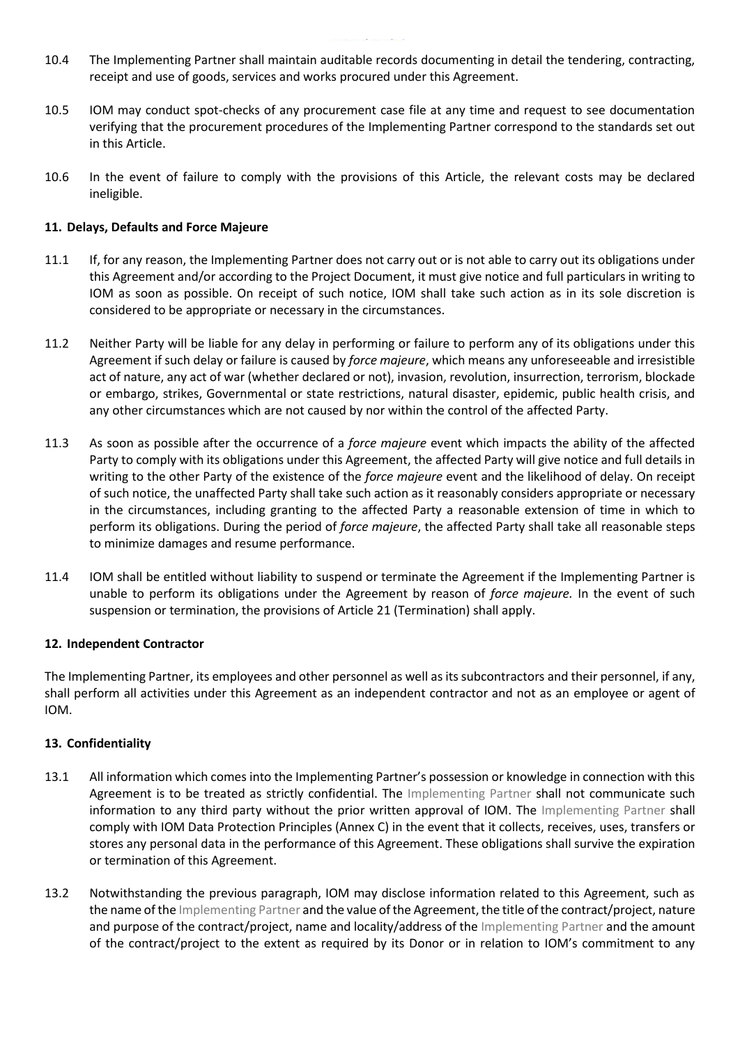10.4 The Implementing Partner shall maintain auditable records documenting in detail the tendering, contracting, receipt and use of goods, services and works procured under this Agreement.

10.5 IOM may conduct spot-checks of any procurement case file at any time and request to see documentation verifying that the procurement procedures of the Implementing Partner correspond to the standards set out in this Article.

10.6 In the event of failure to comply with the provisions of this Article, the relevant costs may be declared ineligible.

**11. Delays, Defaults and Force Majeure**

11.1 If, for any reason, the Implementing Partner does not carry out or is not able to carry out its obligations under this Agreement and/or according to the Project Document, it must give notice and full particulars in writing to IOM as soon as possible. On receipt of such notice, IOM shall take such action as in its sole discretion is considered to be appropriate or necessary in the circumstances.

11.2 Neither Party will be liable for any delay in performing or failure to perform any of its obligations under this Agreement if such delay or failure is caused by *force majeure*, which means any unforeseeable and irresistible act of nature, any act of war (whether declared or not), invasion, revolution, insurrection, terrorism, blockade or embargo, strikes, Governmental or state restrictions, natural disaster, epidemic, public health crisis, and any other circumstances which are not caused by nor within the control of the affected Party.

11.3 As soon as possible after the occurrence of a *force majeure* event which impacts the ability of the affected Party to comply with its obligations under this Agreement, the affected Party will give notice and full details in writing to the other Party of the existence of the *force majeure* event and the likelihood of delay. On receipt of such notice, the unaffected Party shall take such action as it reasonably considers appropriate or necessary in the circumstances, including granting to the affected Party a reasonable extension of time in which to perform its obligations. During the period of *force majeure*, the affected Party shall take all reasonable steps to minimize damages and resume performance.

11.4 IOM shall be entitled without liability to suspend or terminate the Agreement if the Implementing Partner is unable to perform its obligations under the Agreement by reason of *force majeure.* In the event of such suspension or termination, the provisions of Article 21 (Termination) shall apply.

**12. Independent Contractor**

The Implementing Partner, its employees and other personnel as well as its subcontractors and their personnel, if any, shall perform all activities under this Agreement as an independent contractor and not as an employee or agent of IOM.

**13. Confidentiality**

13.1 All information which comes into the Implementing Partner's possession or knowledge in connection with this Agreement is to be treated as strictly confidential. The Implementing Partner shall not communicate such information to any third party without the prior written approval of IOM. The Implementing Partner shall comply with IOM Data Protection Principles (Annex C) in the event that it collects, receives, uses, transfers or stores any personal data in the performance of this Agreement. These obligations shall survive the expiration or termination of this Agreement.

13.2 Notwithstanding the previous paragraph, IOM may disclose information related to this Agreement, such as the name of the Implementing Partner and the value of the Agreement, the title of the contract/project, nature and purpose of the contract/project, name and locality/address of the Implementing Partner and the amount of the contract/project to the extent as required by its Donor or in relation to IOM's commitment to any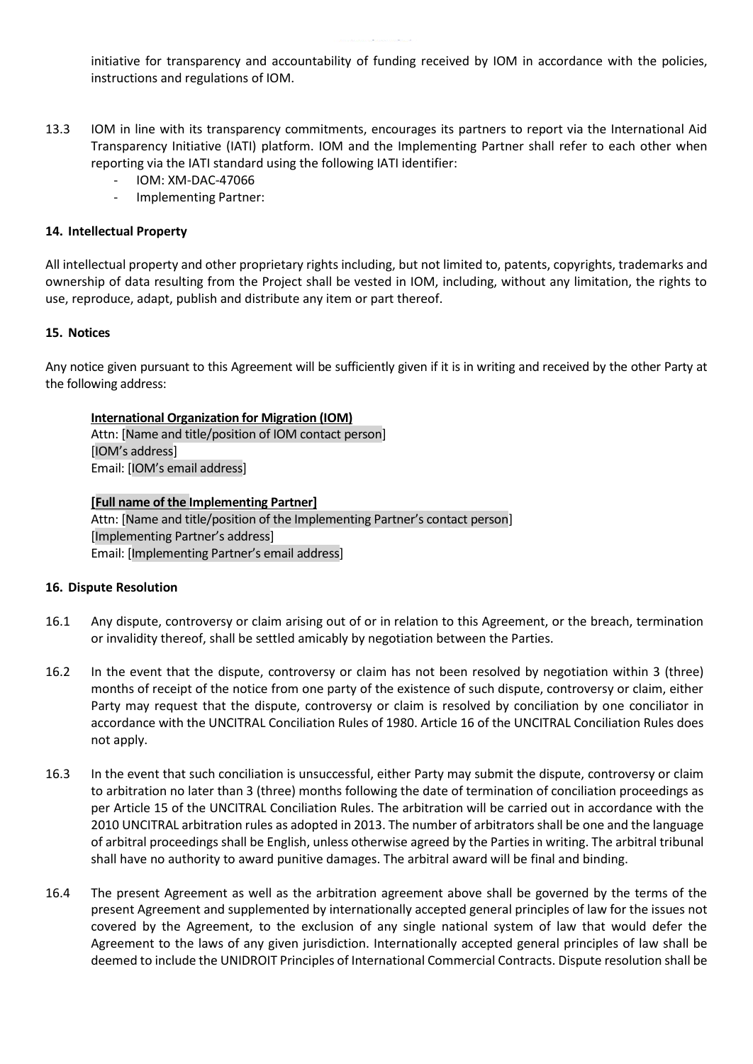initiative for transparency and accountability of funding received by IOM in accordance with the policies, instructions and regulations of IOM.

13.3 IOM in line with its transparency commitments, encourages its partners to report via the International Aid Transparency Initiative (IATI) platform. IOM and the Implementing Partner shall refer to each other when reporting via the IATI standard using the following IATI identifier:

- IOM: XM-DAC-47066
- Implementing Partner:

**14. Intellectual Property**

All intellectual property and other proprietary rights including, but not limited to, patents, copyrights, trademarks and ownership of data resulting from the Project shall be vested in IOM, including, without any limitation, the rights to use, reproduce, adapt, publish and distribute any item or part thereof.

**15. Notices**

Any notice given pursuant to this Agreement will be sufficiently given if it is in writing and received by the other Party at the following address:

**International Organization for Migration (IOM)**
Attn: [Name and title/position of IOM contact person]
[IOM's address]
Email: [IOM's email address]

**[Full name of the Implementing Partner]**
Attn: [Name and title/position of the Implementing Partner's contact person]
[Implementing Partner's address]
Email: [Implementing Partner's email address]

**16. Dispute Resolution**

16.1 Any dispute, controversy or claim arising out of or in relation to this Agreement, or the breach, termination or invalidity thereof, shall be settled amicably by negotiation between the Parties.

16.2 In the event that the dispute, controversy or claim has not been resolved by negotiation within 3 (three) months of receipt of the notice from one party of the existence of such dispute, controversy or claim, either Party may request that the dispute, controversy or claim is resolved by conciliation by one conciliator in accordance with the UNCITRAL Conciliation Rules of 1980. Article 16 of the UNCITRAL Conciliation Rules does not apply.

16.3 In the event that such conciliation is unsuccessful, either Party may submit the dispute, controversy or claim to arbitration no later than 3 (three) months following the date of termination of conciliation proceedings as per Article 15 of the UNCITRAL Conciliation Rules. The arbitration will be carried out in accordance with the 2010 UNCITRAL arbitration rules as adopted in 2013. The number of arbitrators shall be one and the language of arbitral proceedings shall be English, unless otherwise agreed by the Parties in writing. The arbitral tribunal shall have no authority to award punitive damages. The arbitral award will be final and binding.

16.4 The present Agreement as well as the arbitration agreement above shall be governed by the terms of the present Agreement and supplemented by internationally accepted general principles of law for the issues not covered by the Agreement, to the exclusion of any single national system of law that would defer the Agreement to the laws of any given jurisdiction. Internationally accepted general principles of law shall be deemed to include the UNIDROIT Principles of International Commercial Contracts. Dispute resolution shall be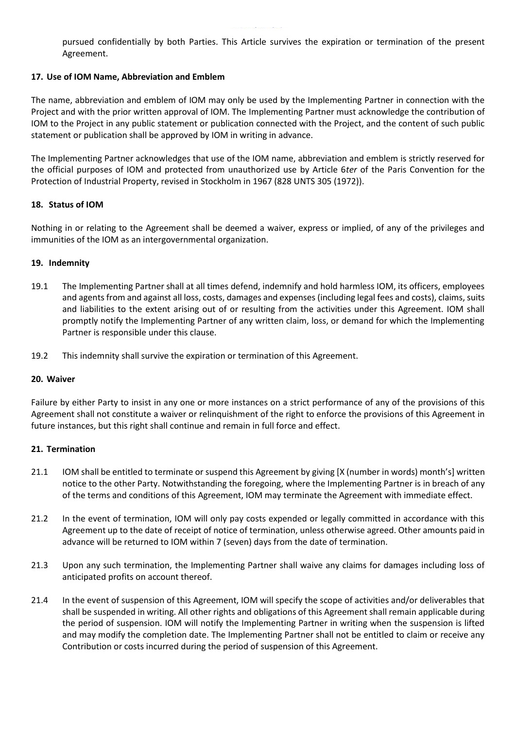pursued confidentially by both Parties. This Article survives the expiration or termination of the present Agreement.

**17. Use of IOM Name, Abbreviation and Emblem**

The name, abbreviation and emblem of IOM may only be used by the Implementing Partner in connection with the Project and with the prior written approval of IOM. The Implementing Partner must acknowledge the contribution of IOM to the Project in any public statement or publication connected with the Project, and the content of such public statement or publication shall be approved by IOM in writing in advance.

The Implementing Partner acknowledges that use of the IOM name, abbreviation and emblem is strictly reserved for the official purposes of IOM and protected from unauthorized use by Article 6*ter* of the Paris Convention for the Protection of Industrial Property, revised in Stockholm in 1967 (828 UNTS 305 (1972)).

**18. Status of IOM**

Nothing in or relating to the Agreement shall be deemed a waiver, express or implied, of any of the privileges and immunities of the IOM as an intergovernmental organization.

**19. Indemnity**

19.1 The Implementing Partner shall at all times defend, indemnify and hold harmless IOM, its officers, employees and agents from and against all loss, costs, damages and expenses (including legal fees and costs), claims, suits and liabilities to the extent arising out of or resulting from the activities under this Agreement. IOM shall promptly notify the Implementing Partner of any written claim, loss, or demand for which the Implementing Partner is responsible under this clause.

19.2 This indemnity shall survive the expiration or termination of this Agreement.

**20. Waiver**

Failure by either Party to insist in any one or more instances on a strict performance of any of the provisions of this Agreement shall not constitute a waiver or relinquishment of the right to enforce the provisions of this Agreement in future instances, but this right shall continue and remain in full force and effect.

**21. Termination**

21.1 IOM shall be entitled to terminate or suspend this Agreement by giving [X (number in words) month's] written notice to the other Party. Notwithstanding the foregoing, where the Implementing Partner is in breach of any of the terms and conditions of this Agreement, IOM may terminate the Agreement with immediate effect.

21.2 In the event of termination, IOM will only pay costs expended or legally committed in accordance with this Agreement up to the date of receipt of notice of termination, unless otherwise agreed. Other amounts paid in advance will be returned to IOM within 7 (seven) days from the date of termination.

21.3 Upon any such termination, the Implementing Partner shall waive any claims for damages including loss of anticipated profits on account thereof.

21.4 In the event of suspension of this Agreement, IOM will specify the scope of activities and/or deliverables that shall be suspended in writing. All other rights and obligations of this Agreement shall remain applicable during the period of suspension. IOM will notify the Implementing Partner in writing when the suspension is lifted and may modify the completion date. The Implementing Partner shall not be entitled to claim or receive any Contribution or costs incurred during the period of suspension of this Agreement.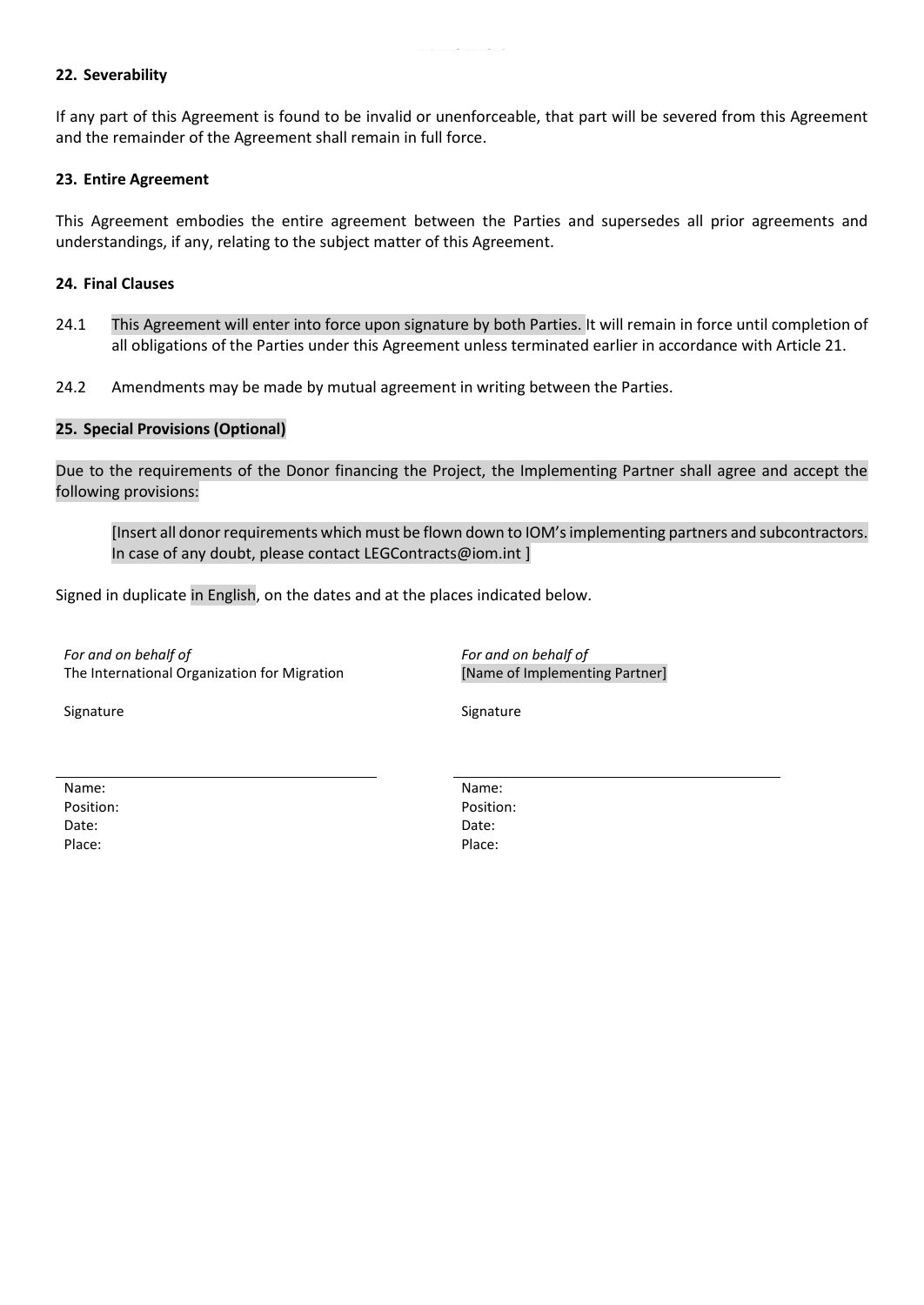## 22. Severability

If any part of this Agreement is found to be invalid or unenforceable, that part will be severed from this Agreement and the remainder of the Agreement shall remain in full force.

## 23. Entire Agreement

This Agreement embodies the entire agreement between the Parties and supersedes all prior agreements and understandings, if any, relating to the subject matter of this Agreement.

## 24. Final Clauses

24.1 This Agreement will enter into force upon signature by both Parties. It will remain in force until completion of all obligations of the Parties under this Agreement unless terminated earlier in accordance with Article 21.

24.2 Amendments may be made by mutual agreement in writing between the Parties.

## 25. Special Provisions (Optional)

Due to the requirements of the Donor financing the Project, the Implementing Partner shall agree and accept the following provisions:

> [Insert all donor requirements which must be flown down to IOM's implementing partners and subcontractors. In case of any doubt, please contact LEGContracts@iom.int ]

Signed in duplicate in English, on the dates and at the places indicated below.

| | |
|---|---|
| *For and on behalf of* <br> The International Organization for Migration | *For and on behalf of* <br> [Name of Implementing Partner] |
| Signature | Signature |
| Name: <br> Position: <br> Date: <br> Place: | Name: <br> Position: <br> Date: <br> Place: |